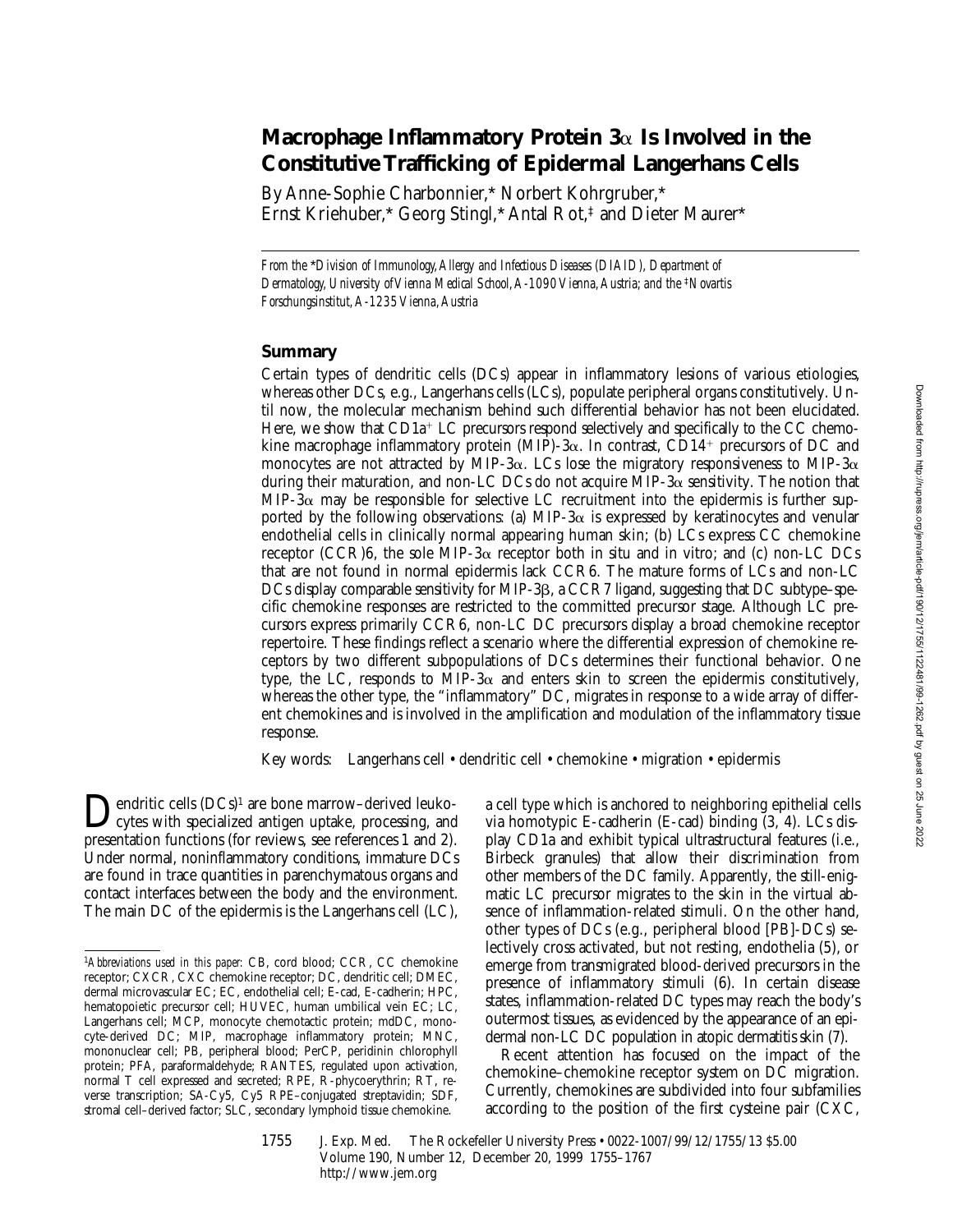# Macrophage Inflammatory Protein 3α Is Involved in the Constitutive Trafficking of Epidermal Langerhans Cells

By Anne-Sophie Charbonnier,* Norbert Kohrgruber,* Ernst Kriehuber,* Georg Stingl,* Antal Rot,‡ and Dieter Maurer*

*From the \*Division of Immunology, Allergy and Infectious Diseases (DIAID), Department of Dermatology, University of Vienna Medical School, A-1090 Vienna, Austria; and the ‡Novartis Forschungsinstitut, A-1235 Vienna, Austria*

## Summary

Certain types of dendritic cells (DCs) appear in inflammatory lesions of various etiologies, whereas other DCs, e.g., Langerhans cells (LCs), populate peripheral organs constitutively. Until now, the molecular mechanism behind such differential behavior has not been elucidated. Here, we show that $CD1a^+$ LC precursors respond selectively and specifically to the CC chemokine macrophage inflammatory protein (MIP)-3α. In contrast, $CD14^+$ precursors of DC and monocytes are not attracted by MIP-3α. LCs lose the migratory responsiveness to MIP-3α during their maturation, and non-LC DCs do not acquire MIP-3α sensitivity. The notion that MIP-3α may be responsible for selective LC recruitment into the epidermis is further supported by the following observations: (a) MIP-3α is expressed by keratinocytes and venular endothelial cells in clinically normal appearing human skin; (b) LCs express CC chemokine receptor (CCR)6, the sole MIP-3α receptor both in situ and in vitro; and (c) non-LC DCs that are not found in normal epidermis lack CCR6. The mature forms of LCs and non-LC DCs display comparable sensitivity for MIP-3β, a CCR7 ligand, suggesting that DC subtype–specific chemokine responses are restricted to the committed precursor stage. Although LC precursors express primarily CCR6, non-LC DC precursors display a broad chemokine receptor repertoire. These findings reflect a scenario where the differential expression of chemokine receptors by two different subpopulations of DCs determines their functional behavior. One type, the LC, responds to MIP-3α and enters skin to screen the epidermis constitutively, whereas the other type, the "inflammatory" DC, migrates in response to a wide array of different chemokines and is involved in the amplification and modulation of the inflammatory tissue response.

Key words: Langerhans cell • dendritic cell • chemokine • migration • epidermis

Dendritic cells (DCs)[1] are bone marrow–derived leukocytes with specialized antigen uptake, processing, and presentation functions (for reviews, see references 1 and 2). Under normal, noninflammatory conditions, immature DCs are found in trace quantities in parenchymatous organs and contact interfaces between the body and the environment. The main DC of the epidermis is the Langerhans cell (LC), a cell type which is anchored to neighboring epithelial cells via homotypic E-cadherin (E-cad) binding (3, 4). LCs display CD1a and exhibit typical ultrastructural features (i.e., Birbeck granules) that allow their discrimination from other members of the DC family. Apparently, the still-enigmatic LC precursor migrates to the skin in the virtual absence of inflammation-related stimuli. On the other hand, other types of DCs (e.g., peripheral blood [PB]-DCs) selectively cross activated, but not resting, endothelia (5), or emerge from transmigrated blood-derived precursors in the presence of inflammatory stimuli (6). In certain disease states, inflammation-related DC types may reach the body's outermost tissues, as evidenced by the appearance of an epidermal non-LC DC population in atopic dermatitis skin (7).

Recent attention has focused on the impact of the chemokine–chemokine receptor system on DC migration. Currently, chemokines are subdivided into four subfamilies according to the position of the first cysteine pair (CXC,

[1] *Abbreviations used in this paper:* CB, cord blood; CCR, CC chemokine receptor; CXCR, CXC chemokine receptor; DC, dendritic cell; DMEC, dermal microvascular EC; EC, endothelial cell; E-cad, E-cadherin; HPC, hematopoietic precursor cell; HUVEC, human umbilical vein EC; LC, Langerhans cell; MCP, monocyte chemotactic protein; mdDC, monocyte-derived DC; MIP, macrophage inflammatory protein; MNC, mononuclear cell; PB, peripheral blood; PerCP, peridinin chlorophyll protein; PFA, paraformaldehyde; RANTES, regulated upon activation, normal T cell expressed and secreted; RPE, R-phycoerythrin; RT, reverse transcription; SA-Cy5, Cy5 RPE–conjugated streptavidin; SDF, stromal cell–derived factor; SLC, secondary lymphoid tissue chemokine.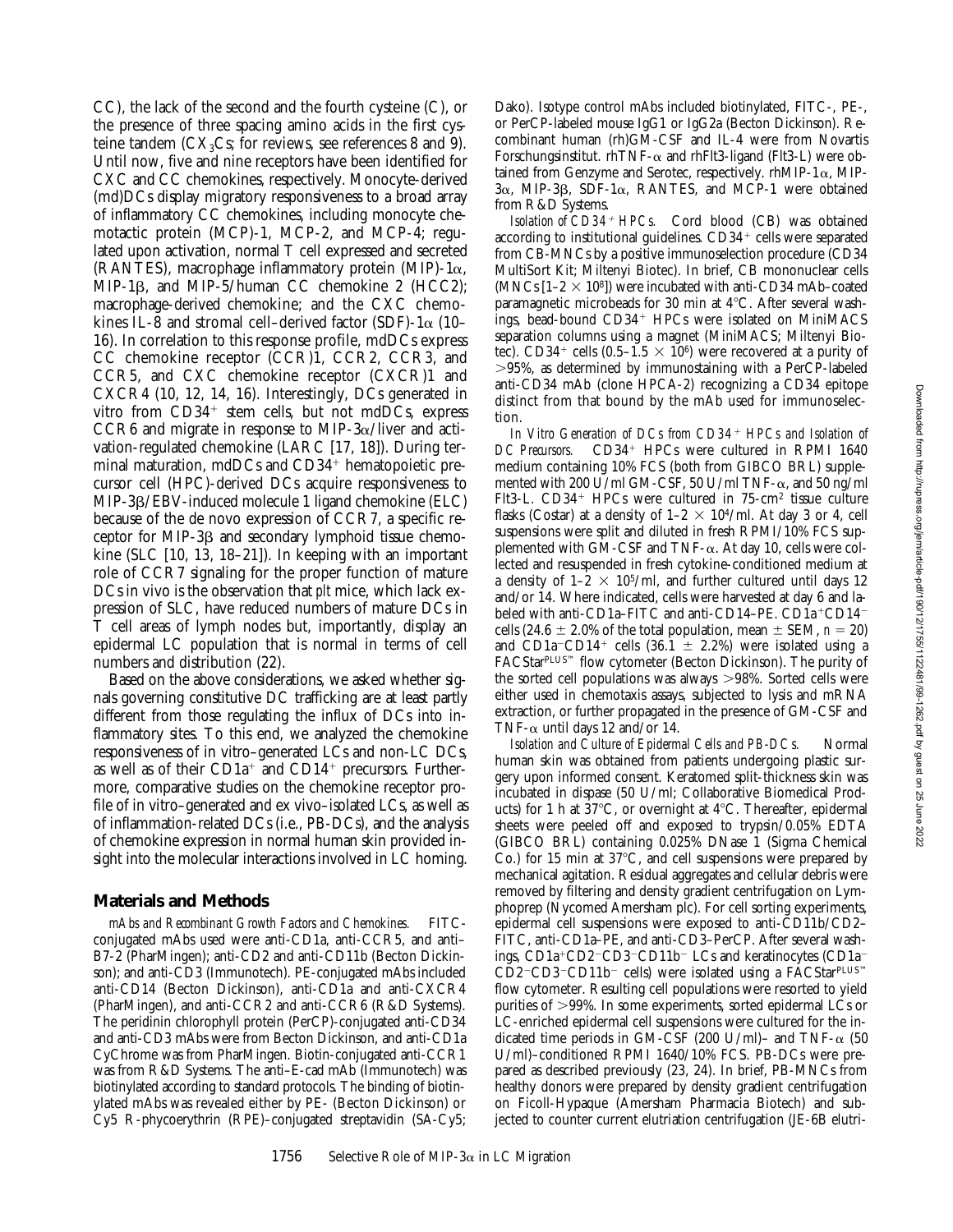CC), the lack of the second and the fourth cysteine (C), or the presence of three spacing amino acids in the first cysteine tandem ($CX_3Cs$; for reviews, see references 8 and 9). Until now, five and nine receptors have been identified for CXC and CC chemokines, respectively. Monocyte-derived (md)DCs display migratory responsiveness to a broad array of inflammatory CC chemokines, including monocyte chemotactic protein (MCP)-1, MCP-2, and MCP-4; regulated upon activation, normal T cell expressed and secreted (RANTES), macrophage inflammatory protein (MIP)-1α, MIP-1β, and MIP-5/human CC chemokine 2 (HCC2); macrophage-derived chemokine; and the CXC chemokines IL-8 and stromal cell–derived factor (SDF)-1α (10–16). In correlation to this response profile, mdDCs express CC chemokine receptor (CCR)1, CCR2, CCR3, and CCR5, and CXC chemokine receptor (CXCR)1 and CXCR4 (10, 12, 14, 16). Interestingly, DCs generated in vitro from $CD34^+$ stem cells, but not mdDCs, express CCR6 and migrate in response to MIP-3α/liver and activation-regulated chemokine (LARC [17, 18]). During terminal maturation, mdDCs and $CD34^+$ hematopoietic precursor cell (HPC)-derived DCs acquire responsiveness to MIP-3β/EBV-induced molecule 1 ligand chemokine (ELC) because of the de novo expression of CCR7, a specific receptor for MIP-3β and secondary lymphoid tissue chemokine (SLC [10, 13, 18–21]). In keeping with an important role of CCR7 signaling for the proper function of mature DCs in vivo is the observation that *plt* mice, which lack expression of SLC, have reduced numbers of mature DCs in T cell areas of lymph nodes but, importantly, display an epidermal LC population that is normal in terms of cell numbers and distribution (22).

Based on the above considerations, we asked whether signals governing constitutive DC trafficking are at least partly different from those regulating the influx of DCs into inflammatory sites. To this end, we analyzed the chemokine responsiveness of in vitro–generated LCs and non-LC DCs, as well as of their $CD1a^+$ and $CD14^+$ precursors. Furthermore, comparative studies on the chemokine receptor profile of in vitro–generated and ex vivo–isolated LCs, as well as of inflammation-related DCs (i.e., PB-DCs), and the analysis of chemokine expression in normal human skin provided insight into the molecular interactions involved in LC homing.

## Materials and Methods

*mAbs and Recombinant Growth Factors and Chemokines.* FITC-conjugated mAbs used were anti-CD1a, anti-CCR5, and anti–B7-2 (PharMingen); anti-CD2 and anti-CD11b (Becton Dickinson); and anti-CD3 (Immunotech). PE-conjugated mAbs included anti-CD14 (Becton Dickinson), anti-CD1a and anti-CXCR4 (PharMingen), and anti-CCR2 and anti-CCR6 (R&D Systems). The peridinin chlorophyll protein (PerCP)-conjugated anti-CD34 and anti-CD3 mAbs were from Becton Dickinson, and anti-CD1a CyChrome was from PharMingen. Biotin-conjugated anti-CCR1 was from R&D Systems. The anti–E-cad mAb (Immunotech) was biotinylated according to standard protocols. The binding of biotinylated mAbs was revealed either by PE- (Becton Dickinson) or Cy5 R-phycoerythrin (RPE)–conjugated streptavidin (SA-Cy5; Dako). Isotype control mAbs included biotinylated, FITC-, PE-, or PerCP-labeled mouse IgG1 or IgG2a (Becton Dickinson). Recombinant human (rh)GM-CSF and IL-4 were from Novartis Forschungsinstitut. rhTNF-α and rhFlt3-ligand (Flt3-L) were obtained from Genzyme and Serotec, respectively. rhMIP-1α, MIP-3α, MIP-3β, SDF-1α, RANTES, and MCP-1 were obtained from R&D Systems.

*Isolation of $CD34^+$ HPCs.* Cord blood (CB) was obtained according to institutional guidelines. $CD34^+$ cells were separated from CB-MNCs by a positive immunoselection procedure (CD34 MultiSort Kit; Miltenyi Biotec). In brief, CB mononuclear cells (MNCs [$1–2 \times 10^8$]) were incubated with anti-CD34 mAb–coated paramagnetic microbeads for 30 min at 4°C. After several washings, bead-bound $CD34^+$ HPCs were isolated on MiniMACS separation columns using a magnet (MiniMACS; Miltenyi Biotec). $CD34^+$ cells ($0.5–1.5 \times 10^6$) were recovered at a purity of >95%, as determined by immunostaining with a PerCP-labeled anti-CD34 mAb (clone HPCA-2) recognizing a CD34 epitope distinct from that bound by the mAb used for immunoselection.

*In Vitro Generation of DCs from $CD34^+$ HPCs and Isolation of DC Precursors.* $CD34^+$ HPCs were cultured in RPMI 1640 medium containing 10% FCS (both from GIBCO BRL) supplemented with 200 U/ml GM-CSF, 50 U/ml TNF-α, and 50 ng/ml Flt3-L. $CD34^+$ HPCs were cultured in 75-cm² tissue culture flasks (Costar) at a density of $1–2 \times 10^4$/ml. At day 3 or 4, cell suspensions were split and diluted in fresh RPMI/10% FCS supplemented with GM-CSF and TNF-α. At day 10, cells were collected and resuspended in fresh cytokine-conditioned medium at a density of $1–2 \times 10^5$/ml, and further cultured until days 12 and/or 14. Where indicated, cells were harvested at day 6 and labeled with anti-CD1a–FITC and anti-CD14–PE. $CD1a^+CD14^-$ cells (24.6 ± 2.0% of the total population, mean ± SEM, $n = 20$) and $CD1a^-CD14^+$ cells (36.1 ± 2.2%) were isolated using a FACStar$^{PLUS™}$ flow cytometer (Becton Dickinson). The purity of the sorted cell populations was always >98%. Sorted cells were either used in chemotaxis assays, subjected to lysis and mRNA extraction, or further propagated in the presence of GM-CSF and TNF-α until days 12 and/or 14.

*Isolation and Culture of Epidermal Cells and PB-DCs.* Normal human skin was obtained from patients undergoing plastic surgery upon informed consent. Keratomed split-thickness skin was incubated in dispase (50 U/ml; Collaborative Biomedical Products) for 1 h at 37°C, or overnight at 4°C. Thereafter, epidermal sheets were peeled off and exposed to trypsin/0.05% EDTA (GIBCO BRL) containing 0.025% DNase 1 (Sigma Chemical Co.) for 15 min at 37°C, and cell suspensions were prepared by mechanical agitation. Residual aggregates and cellular debris were removed by filtering and density gradient centrifugation on Lymphoprep (Nycomed Amersham plc). For cell sorting experiments, epidermal cell suspensions were exposed to anti-CD11b/CD2–FITC, anti-CD1a–PE, and anti-CD3–PerCP. After several washings, $CD1a^+CD2^-CD3^-CD11b^-$ LCs and keratinocytes ($CD1a^-CD2^-CD3^-CD11b^-$ cells) were isolated using a FACStar$^{PLUS™}$ flow cytometer. Resulting cell populations were resorted to yield purities of >99%. In some experiments, sorted epidermal LCs or LC-enriched epidermal cell suspensions were cultured for the indicated time periods in GM-CSF (200 U/ml)– and TNF-α (50 U/ml)–conditioned RPMI 1640/10% FCS. PB-DCs were prepared as described previously (23, 24). In brief, PB-MNCs from healthy donors were prepared by density gradient centrifugation on Ficoll-Hypaque (Amersham Pharmacia Biotech) and subjected to counter current elutriation centrifugation (JE-6B elutri-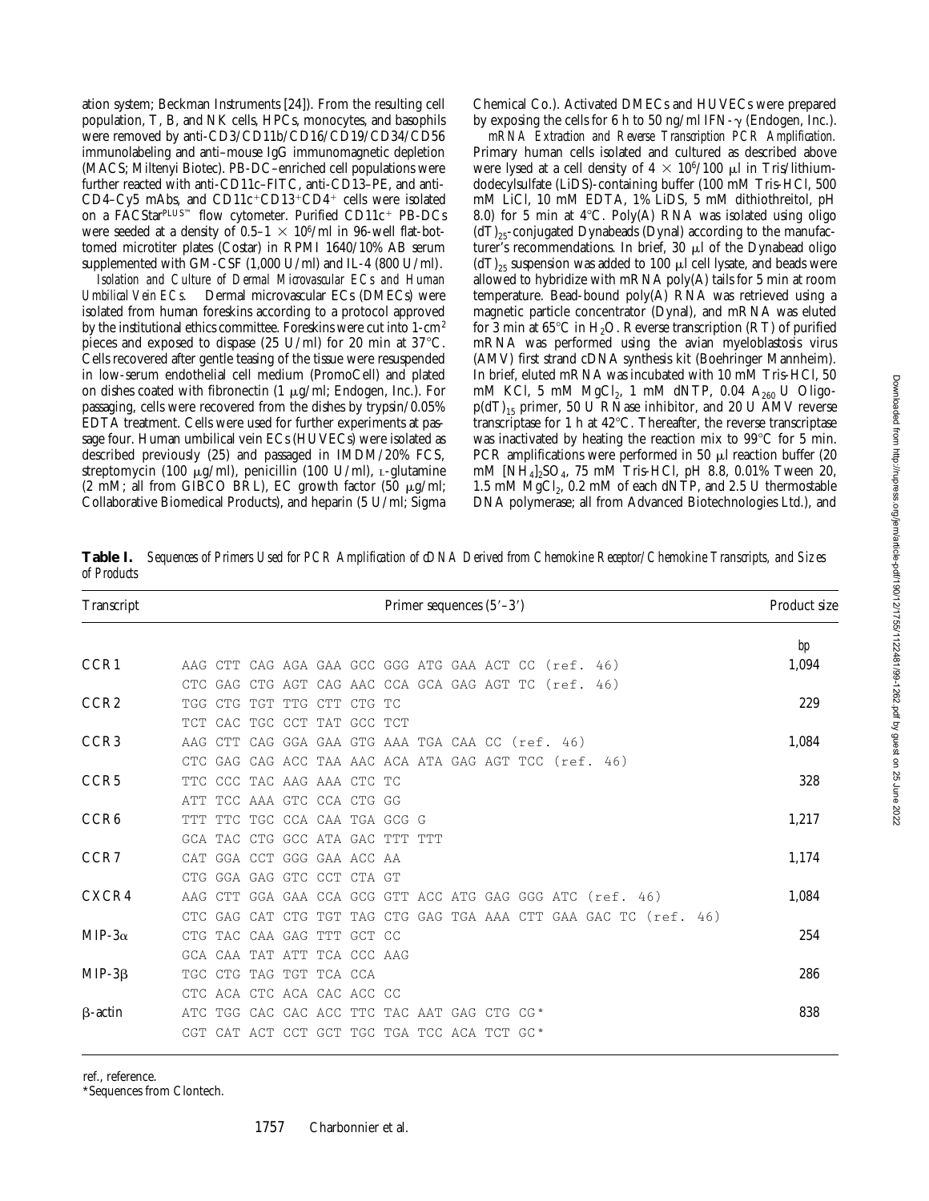ation system; Beckman Instruments [24]). From the resulting cell population, T, B, and NK cells, HPCs, monocytes, and basophils were removed by anti-CD3/CD11b/CD16/CD19/CD34/CD56 immunolabeling and anti–mouse IgG immunomagnetic depletion (MACS; Miltenyi Biotec). PB-DC–enriched cell populations were further reacted with anti-CD11c–FITC, anti-CD13–PE, and anti-CD4–Cy5 mAbs, and $CD11c^+CD13^+CD4^+$ cells were isolated on a FACStar$^{PLUS™}$ flow cytometer. Purified $CD11c^+$ PB-DCs were seeded at a density of 0.5–1 × $10^6$/ml in 96-well flat-bottomed microtiter plates (Costar) in RPMI 1640/10% AB serum supplemented with GM-CSF (1,000 U/ml) and IL-4 (800 U/ml).

*Isolation and Culture of Dermal Microvascular ECs and Human Umbilical Vein ECs.* Dermal microvascular ECs (DMECs) were isolated from human foreskins according to a protocol approved by the institutional ethics committee. Foreskins were cut into 1-$cm^2$ pieces and exposed to dispase (25 U/ml) for 20 min at 37°C. Cells recovered after gentle teasing of the tissue were resuspended in low-serum endothelial cell medium (PromoCell) and plated on dishes coated with fibronectin (1 μg/ml; Endogen, Inc.). For passaging, cells were recovered from the dishes by trypsin/0.05% EDTA treatment. Cells were used for further experiments at passage four. Human umbilical vein ECs (HUVECs) were isolated as described previously (25) and passaged in IMDM/20% FCS, streptomycin (100 μg/ml), penicillin (100 U/ml), L-glutamine (2 mM; all from GIBCO BRL), EC growth factor (50 μg/ml; Collaborative Biomedical Products), and heparin (5 U/ml; Sigma Chemical Co.). Activated DMECs and HUVECs were prepared by exposing the cells for 6 h to 50 ng/ml IFN-γ (Endogen, Inc.).

*mRNA Extraction and Reverse Transcription PCR Amplification.* Primary human cells isolated and cultured as described above were lysed at a cell density of 4 × $10^6$/100 μl in Tris/lithium-dodecylsulfate (LiDS)-containing buffer (100 mM Tris-HCl, 500 mM LiCl, 10 mM EDTA, 1% LiDS, 5 mM dithiothreitol, pH 8.0) for 5 min at 4°C. Poly(A) RNA was isolated using oligo $(dT)_{25}$-conjugated Dynabeads (Dynal) according to the manufacturer's recommendations. In brief, 30 μl of the Dynabead oligo $(dT)_{25}$ suspension was added to 100 μl cell lysate, and beads were allowed to hybridize with mRNA poly(A) tails for 5 min at room temperature. Bead-bound poly(A) RNA was retrieved using a magnetic particle concentrator (Dynal), and mRNA was eluted for 3 min at 65°C in $H_2O$. Reverse transcription (RT) of purified mRNA was performed using the avian myeloblastosis virus (AMV) first strand cDNA synthesis kit (Boehringer Mannheim). In brief, eluted mRNA was incubated with 10 mM Tris-HCl, 50 mM KCl, 5 mM $MgCl_2$, 1 mM dNTP, 0.04 $A_{260}$ U Oligo-$p(dT)_{15}$ primer, 50 U RNase inhibitor, and 20 U AMV reverse transcriptase for 1 h at 42°C. Thereafter, the reverse transcriptase was inactivated by heating the reaction mix to 99°C for 5 min. PCR amplifications were performed in 50 μl reaction buffer (20 mM $[NH_4]_2SO_4$, 75 mM Tris-HCl, pH 8.8, 0.01% Tween 20, 1.5 mM $MgCl_2$, 0.2 mM of each dNTP, and 2.5 U thermostable DNA polymerase; all from Advanced Biotechnologies Ltd.), and

**Table I.** *Sequences of Primers Used for PCR Amplification of cDNA Derived from Chemokine Receptor/Chemokine Transcripts, and Sizes of Products*

| Transcript | Primer sequences (5′–3′) | Product size |
|---|---|---|
| | | bp |
| CCR1 | AAG CTT CAG AGA GAA GCC GGG ATG GAA ACT CC (ref. 46) | 1,094 |
| | CTC GAG CTG AGT CAG AAC CCA GCA GAG AGT TC (ref. 46) | |
| CCR2 | TGG CTG TGT TTG CTT CTG TC | 229 |
| | TCT CAC TGC CCT TAT GCC TCT | |
| CCR3 | AAG CTT CAG GGA GAA GTG AAA TGA CAA CC (ref. 46) | 1,084 |
| | CTC GAG CAG ACC TAA AAC ACA ATA GAG AGT TCC (ref. 46) | |
| CCR5 | TTC CCC TAC AAG AAA CTC TC | 328 |
| | ATT TCC AAA GTC CCA CTG GG | |
| CCR6 | TTT TTC TGC CCA CAA TGA GCG G | 1,217 |
| | GCA TAC CTG GCC ATA GAC TTT TTT | |
| CCR7 | CAT GGA CCT GGG GAA ACC AA | 1,174 |
| | CTG GGA GAG GTC CCT CTA GT | |
| CXCR4 | AAG CTT GGA GAA CCA GCG GTT ACC ATG GAG GGG ATC (ref. 46) | 1,084 |
| | CTC GAG CAT CTG TGT TAG CTG GAG TGA AAA CTT GAA GAC TC (ref. 46) | |
| MIP-3α | CTG TAC CAA GAG TTT GCT CC | 254 |
| | GCA CAA TAT ATT TCA CCC AAG | |
| MIP-3β | TGC CTG TAG TGT TCA CCA | 286 |
| | CTC ACA CTC ACA CAC ACC CC | |
| β-actin | ATC TGG CAC CAC ACC TTC TAC AAT GAG CTG CG* | 838 |
| | CGT CAT ACT CCT GCT TGC TGA TCC ACA TCT GC* | |

ref., reference.

*Sequences from Clontech.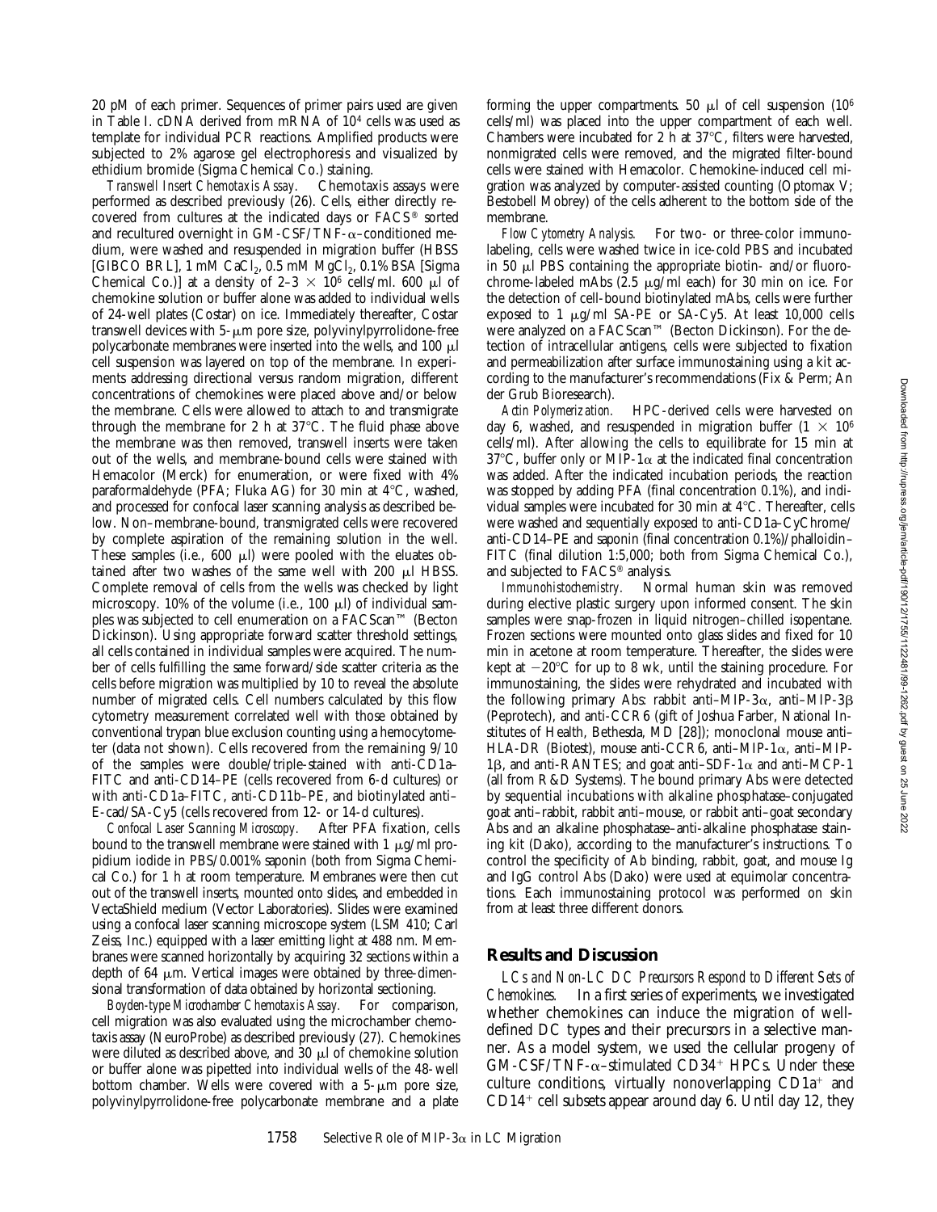20 pM of each primer. Sequences of primer pairs used are given in Table I. cDNA derived from mRNA of $10^4$ cells was used as template for individual PCR reactions. Amplified products were subjected to 2% agarose gel electrophoresis and visualized by ethidium bromide (Sigma Chemical Co.) staining.

*Transwell Insert Chemotaxis Assay.* Chemotaxis assays were performed as described previously (26). Cells, either directly recovered from cultures at the indicated days or FACS® sorted and recultured overnight in GM-CSF/TNF-α–conditioned medium, were washed and resuspended in migration buffer (HBSS [GIBCO BRL], 1 mM $CaCl_2$, 0.5 mM $MgCl_2$, 0.1% BSA [Sigma Chemical Co.)] at a density of 2–3 × $10^6$ cells/ml. 600 μl of chemokine solution or buffer alone was added to individual wells of 24-well plates (Costar) on ice. Immediately thereafter, Costar transwell devices with 5-μm pore size, polyvinylpyrrolidone-free polycarbonate membranes were inserted into the wells, and 100 μl cell suspension was layered on top of the membrane. In experiments addressing directional versus random migration, different concentrations of chemokines were placed above and/or below the membrane. Cells were allowed to attach to and transmigrate through the membrane for 2 h at 37°C. The fluid phase above the membrane was then removed, transwell inserts were taken out of the wells, and membrane-bound cells were stained with Hemacolor (Merck) for enumeration, or were fixed with 4% paraformaldehyde (PFA; Fluka AG) for 30 min at 4°C, washed, and processed for confocal laser scanning analysis as described below. Non–membrane-bound, transmigrated cells were recovered by complete aspiration of the remaining solution in the well. These samples (i.e., 600 μl) were pooled with the eluates obtained after two washes of the same well with 200 μl HBSS. Complete removal of cells from the wells was checked by light microscopy. 10% of the volume (i.e., 100 μl) of individual samples was subjected to cell enumeration on a FACScan™ (Becton Dickinson). Using appropriate forward scatter threshold settings, all cells contained in individual samples were acquired. The number of cells fulfilling the same forward/side scatter criteria as the cells before migration was multiplied by 10 to reveal the absolute number of migrated cells. Cell numbers calculated by this flow cytometry measurement correlated well with those obtained by conventional trypan blue exclusion counting using a hemocytometer (data not shown). Cells recovered from the remaining 9/10 of the samples were double/triple-stained with anti-CD1a–FITC and anti-CD14–PE (cells recovered from 6-d cultures) or with anti-CD1a–FITC, anti-CD11b–PE, and biotinylated anti–E-cad/SA-Cy5 (cells recovered from 12- or 14-d cultures).

*Confocal Laser Scanning Microscopy.* After PFA fixation, cells bound to the transwell membrane were stained with 1 μg/ml propidium iodide in PBS/0.001% saponin (both from Sigma Chemical Co.) for 1 h at room temperature. Membranes were then cut out of the transwell inserts, mounted onto slides, and embedded in VectaShield medium (Vector Laboratories). Slides were examined using a confocal laser scanning microscope system (LSM 410; Carl Zeiss, Inc.) equipped with a laser emitting light at 488 nm. Membranes were scanned horizontally by acquiring 32 sections within a depth of 64 μm. Vertical images were obtained by three-dimensional transformation of data obtained by horizontal sectioning.

*Boyden-type Microchamber Chemotaxis Assay.* For comparison, cell migration was also evaluated using the microchamber chemotaxis assay (NeuroProbe) as described previously (27). Chemokines were diluted as described above, and 30 μl of chemokine solution or buffer alone was pipetted into individual wells of the 48-well bottom chamber. Wells were covered with a 5-μm pore size, polyvinylpyrrolidone-free polycarbonate membrane and a plate forming the upper compartments. 50 μl of cell suspension ($10^6$ cells/ml) was placed into the upper compartment of each well. Chambers were incubated for 2 h at 37°C, filters were harvested, nonmigrated cells were removed, and the migrated filter-bound cells were stained with Hemacolor. Chemokine-induced cell migration was analyzed by computer-assisted counting (Optomax V; Bestobell Mobrey) of the cells adherent to the bottom side of the membrane.

*Flow Cytometry Analysis.* For two- or three-color immunolabeling, cells were washed twice in ice-cold PBS and incubated in 50 μl PBS containing the appropriate biotin- and/or fluorochrome-labeled mAbs (2.5 μg/ml each) for 30 min on ice. For the detection of cell-bound biotinylated mAbs, cells were further exposed to 1 μg/ml SA-PE or SA-Cy5. At least 10,000 cells were analyzed on a FACScan™ (Becton Dickinson). For the detection of intracellular antigens, cells were subjected to fixation and permeabilization after surface immunostaining using a kit according to the manufacturer's recommendations (Fix & Perm; An der Grub Bioresearch).

*Actin Polymerization.* HPC-derived cells were harvested on day 6, washed, and resuspended in migration buffer (1 × $10^6$ cells/ml). After allowing the cells to equilibrate for 15 min at 37°C, buffer only or MIP-1α at the indicated final concentration was added. After the indicated incubation periods, the reaction was stopped by adding PFA (final concentration 0.1%), and individual samples were incubated for 30 min at 4°C. Thereafter, cells were washed and sequentially exposed to anti-CD1a–CyChrome/anti-CD14–PE and saponin (final concentration 0.1%)/phalloidin–FITC (final dilution 1:5,000; both from Sigma Chemical Co.), and subjected to FACS® analysis.

*Immunohistochemistry.* Normal human skin was removed during elective plastic surgery upon informed consent. The skin samples were snap-frozen in liquid nitrogen–chilled isopentane. Frozen sections were mounted onto glass slides and fixed for 10 min in acetone at room temperature. Thereafter, the slides were kept at −20°C for up to 8 wk, until the staining procedure. For immunostaining, the slides were rehydrated and incubated with the following primary Abs: rabbit anti–MIP-3α, anti–MIP-3β (Peprotech), and anti-CCR6 (gift of Joshua Farber, National Institutes of Health, Bethesda, MD [28]); monoclonal mouse anti–HLA-DR (Biotest), mouse anti-CCR6, anti–MIP-1α, anti–MIP-1β, and anti-RANTES; and goat anti–SDF-1α and anti–MCP-1 (all from R&D Systems). The bound primary Abs were detected by sequential incubations with alkaline phosphatase–conjugated goat anti–rabbit, rabbit anti–mouse, or rabbit anti–goat secondary Abs and an alkaline phosphatase–anti-alkaline phosphatase staining kit (Dako), according to the manufacturer's instructions. To control the specificity of Ab binding, rabbit, goat, and mouse Ig and IgG control Abs (Dako) were used at equimolar concentrations. Each immunostaining protocol was performed on skin from at least three different donors.

## Results and Discussion

*LCs and Non-LC DC Precursors Respond to Different Sets of Chemokines.* In a first series of experiments, we investigated whether chemokines can induce the migration of well-defined DC types and their precursors in a selective manner. As a model system, we used the cellular progeny of GM-CSF/TNF-α–stimulated $CD34^+$ HPCs. Under these culture conditions, virtually nonoverlapping $CD1a^+$ and $CD14^+$ cell subsets appear around day 6. Until day 12, they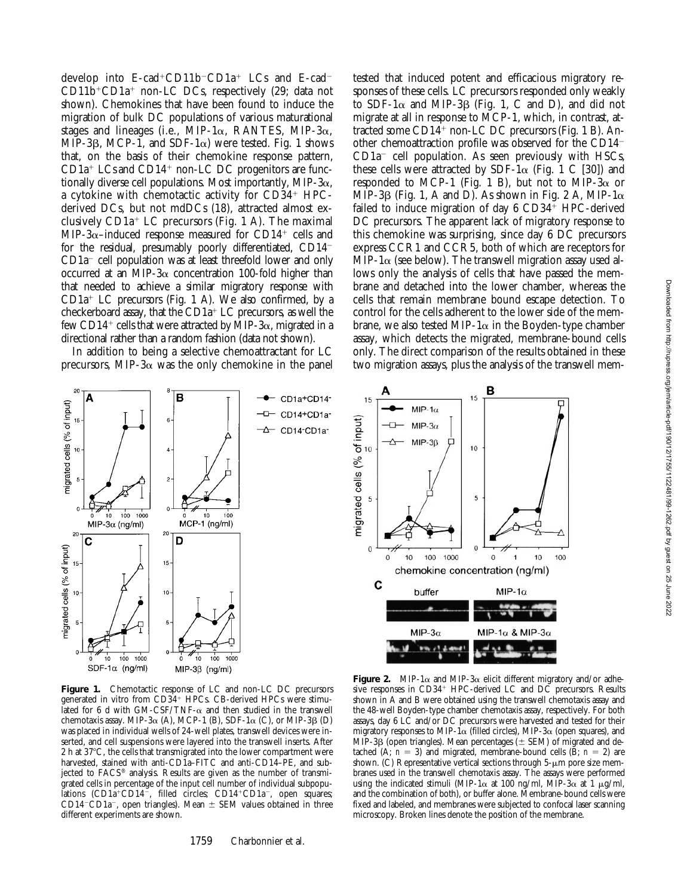develop into E-cad+CD11b−CD1a+ LCs and E-cad− CD11b+CD1a+ non-LC DCs, respectively (29; data not shown). Chemokines that have been found to induce the migration of bulk DC populations of various maturational stages and lineages (i.e., MIP-1α, RANTES, MIP-3α, MIP-3β, MCP-1, and SDF-1α) were tested. Fig. 1 shows that, on the basis of their chemokine response pattern, CD1a+ LCs and CD14+ non-LC DC progenitors are functionally diverse cell populations. Most importantly, MIP-3α, a cytokine with chemotactic activity for CD34+ HPC-derived DCs, but not mdDCs (18), attracted almost exclusively CD1a+ LC precursors (Fig. 1 A). The maximal MIP-3α–induced response measured for CD14+ cells and for the residual, presumably poorly differentiated, CD14− CD1a− cell population was at least threefold lower and only occurred at an MIP-3α concentration 100-fold higher than that needed to achieve a similar migratory response with CD1a+ LC precursors (Fig. 1 A). We also confirmed, by a checkerboard assay, that the CD1a+ LC precursors, as well the few CD14+ cells that were attracted by MIP-3α, migrated in a directional rather than a random fashion (data not shown).

In addition to being a selective chemoattractant for LC precursors, MIP-3α was the only chemokine in the panel tested that induced potent and efficacious migratory responses of these cells. LC precursors responded only weakly to SDF-1α and MIP-3β (Fig. 1, C and D), and did not migrate at all in response to MCP-1, which, in contrast, attracted some CD14+ non-LC DC precursors (Fig. 1 B). Another chemoattraction profile was observed for the CD14− CD1a− cell population. As seen previously with HSCs, these cells were attracted by SDF-1α (Fig. 1 C [30]) and responded to MCP-1 (Fig. 1 B), but not to MIP-3α or MIP-3β (Fig. 1, A and D). As shown in Fig. 2 A, MIP-1α failed to induce migration of day 6 CD34+ HPC-derived DC precursors. The apparent lack of migratory response to this chemokine was surprising, since day 6 DC precursors express CCR1 and CCR5, both of which are receptors for MIP-1α (see below). The transwell migration assay used allows only the analysis of cells that have passed the membrane and detached into the lower chamber, whereas the cells that remain membrane bound escape detection. To control for the cells adherent to the lower side of the membrane, we also tested MIP-1α in the Boyden-type chamber assay, which detects the migrated, membrane-bound cells only. The direct comparison of the results obtained in these two migration assays, plus the analysis of the transwell mem-

**Figure 1.** Chemotactic response of LC and non-LC DC precursors generated in vitro from CD34+ HPCs. CB-derived HPCs were stimulated for 6 d with GM-CSF/TNF-α and then studied in the transwell chemotaxis assay. MIP-3α (A), MCP-1 (B), SDF-1α (C), or MIP-3β (D) was placed in individual wells of 24-well plates, transwell devices were inserted, and cell suspensions were layered into the transwell inserts. After 2 h at 37°C, the cells that transmigrated into the lower compartment were harvested, stained with anti-CD1a–FITC and anti-CD14–PE, and subjected to FACS® analysis. Results are given as the number of transmigrated cells in percentage of the input cell number of individual subpopulations (CD1a+CD14−, filled circles; CD14+CD1a−, open squares; CD14−CD1a−, open triangles). Mean ± SEM values obtained in three different experiments are shown.

**Figure 2.** MIP-1α and MIP-3α elicit different migratory and/or adhesive responses in CD34+ HPC-derived LC and DC precursors. Results shown in A and B were obtained using the transwell chemotaxis assay and the 48-well Boyden-type chamber chemotaxis assay, respectively. For both assays, day 6 LC and/or DC precursors were harvested and tested for their migratory responses to MIP-1α (filled circles), MIP-3α (open squares), and MIP-3β (open triangles). Mean percentages (± SEM) of migrated and detached (A; $n = 3$) and migrated, membrane-bound cells (B; $n = 2$) are shown. (C) Representative vertical sections through 5-μm pore size membranes used in the transwell chemotaxis assay. The assays were performed using the indicated stimuli (MIP-1α at 100 ng/ml, MIP-3α at 1 μg/ml, and the combination of both), or buffer alone. Membrane-bound cells were fixed and labeled, and membranes were subjected to confocal laser scanning microscopy. Broken lines denote the position of the membrane.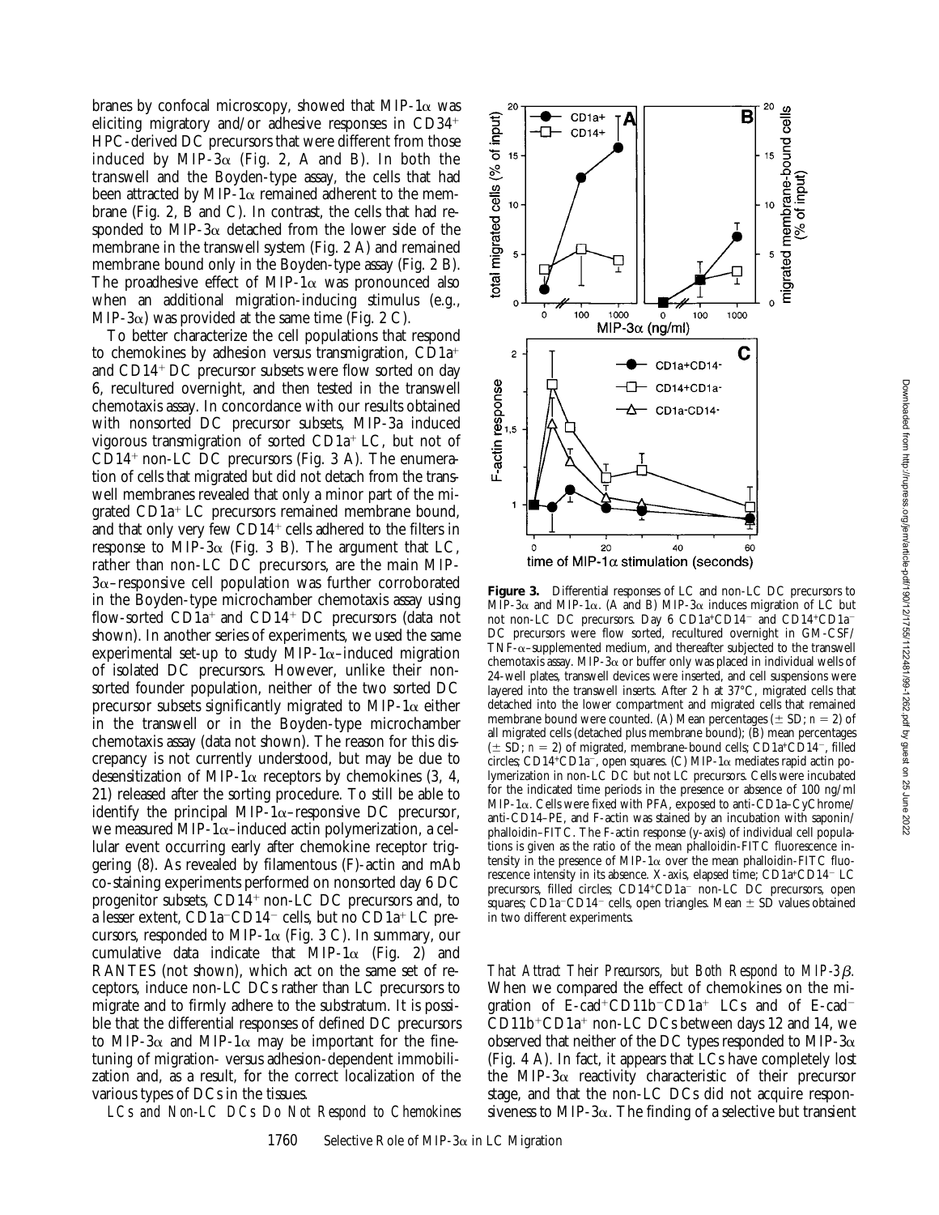branes by confocal microscopy, showed that MIP-1α was eliciting migratory and/or adhesive responses in CD34+ HPC-derived DC precursors that were different from those induced by MIP-3α (Fig. 2, A and B). In both the transwell and the Boyden-type assay, the cells that had been attracted by MIP-1α remained adherent to the membrane (Fig. 2, B and C). In contrast, the cells that had responded to MIP-3α detached from the lower side of the membrane in the transwell system (Fig. 2 A) and remained membrane bound only in the Boyden-type assay (Fig. 2 B). The proadhesive effect of MIP-1α was pronounced also when an additional migration-inducing stimulus (e.g., MIP-3α) was provided at the same time (Fig. 2 C).

To better characterize the cell populations that respond to chemokines by adhesion versus transmigration, CD1a+ and CD14+ DC precursor subsets were flow sorted on day 6, recultured overnight, and then tested in the transwell chemotaxis assay. In concordance with our results obtained with nonsorted DC precursor subsets, MIP-3a induced vigorous transmigration of sorted CD1a+ LC, but not of CD14+ non-LC DC precursors (Fig. 3 A). The enumeration of cells that migrated but did not detach from the transwell membranes revealed that only a minor part of the migrated CD1a+ LC precursors remained membrane bound, and that only very few CD14+ cells adhered to the filters in response to MIP-3α (Fig. 3 B). The argument that LC, rather than non-LC DC precursors, are the main MIP-3α–responsive cell population was further corroborated in the Boyden-type microchamber chemotaxis assay using flow-sorted CD1a+ and CD14+ DC precursors (data not shown). In another series of experiments, we used the same experimental set-up to study MIP-1α–induced migration of isolated DC precursors. However, unlike their nonsorted founder population, neither of the two sorted DC precursor subsets significantly migrated to MIP-1α either in the transwell or in the Boyden-type microchamber chemotaxis assay (data not shown). The reason for this discrepancy is not currently understood, but may be due to desensitization of MIP-1α receptors by chemokines (3, 4, 21) released after the sorting procedure. To still be able to identify the principal MIP-1α–responsive DC precursor, we measured MIP-1α–induced actin polymerization, a cellular event occurring early after chemokine receptor triggering (8). As revealed by filamentous (F)-actin and mAb co-staining experiments performed on nonsorted day 6 DC progenitor subsets, CD14+ non-LC DC precursors and, to a lesser extent, CD1a−CD14− cells, but no CD1a+ LC precursors, responded to MIP-1α (Fig. 3 C). In summary, our cumulative data indicate that MIP-1α (Fig. 2) and RANTES (not shown), which act on the same set of receptors, induce non-LC DCs rather than LC precursors to migrate and to firmly adhere to the substratum. It is possible that the differential responses of defined DC precursors to MIP-3α and MIP-1α may be important for the fine-tuning of migration- versus adhesion-dependent immobilization and, as a result, for the correct localization of the various types of DCs in the tissues.

**Figure 3.** Differential responses of LC and non-LC DC precursors to MIP-3α and MIP-1α. (A and B) MIP-3α induces migration of LC but not non-LC DC precursors. Day 6 CD1a+CD14− and CD14+CD1a− DC precursors were flow sorted, recultured overnight in GM-CSF/TNF-α–supplemented medium, and thereafter subjected to the transwell chemotaxis assay. MIP-3α or buffer only was placed in individual wells of 24-well plates, transwell devices were inserted, and cell suspensions were layered into the transwell inserts. After 2 h at 37°C, migrated cells that detached into the lower compartment and migrated cells that remained membrane bound were counted. (A) Mean percentages (± SD; $n = 2$) of all migrated cells (detached plus membrane bound); (B) mean percentages (± SD; $n = 2$) of migrated, membrane-bound cells; CD1a+CD14−, filled circles; CD14+CD1a−, open squares. (C) MIP-1α mediates rapid actin polymerization in non-LC DC but not LC precursors. Cells were incubated for the indicated time periods in the presence or absence of 100 ng/ml MIP-1α. Cells were fixed with PFA, exposed to anti-CD1a–CyChrome/anti-CD14–PE, and F-actin was stained by an incubation with saponin/phalloidin–FITC. The F-actin response (y-axis) of individual cell populations is given as the ratio of the mean phalloidin-FITC fluorescence intensity in the presence of MIP-1α over the mean phalloidin-FITC fluorescence intensity in its absence. X-axis, elapsed time; CD1a+CD14− LC precursors, filled circles; CD14+CD1a− non-LC DC precursors, open squares; CD1a−CD14− cells, open triangles. Mean ± SD values obtained in two different experiments.

*LCs and Non-LC DCs Do Not Respond to Chemokines That Attract Their Precursors, but Both Respond to MIP-3β.* When we compared the effect of chemokines on the migration of E-cad+CD11b−CD1a+ LCs and of E-cad−CD11b+CD1a+ non-LC DCs between days 12 and 14, we observed that neither of the DC types responded to MIP-3α (Fig. 4 A). In fact, it appears that LCs have completely lost the MIP-3α reactivity characteristic of their precursor stage, and that the non-LC DCs did not acquire responsiveness to MIP-3α. The finding of a selective but transient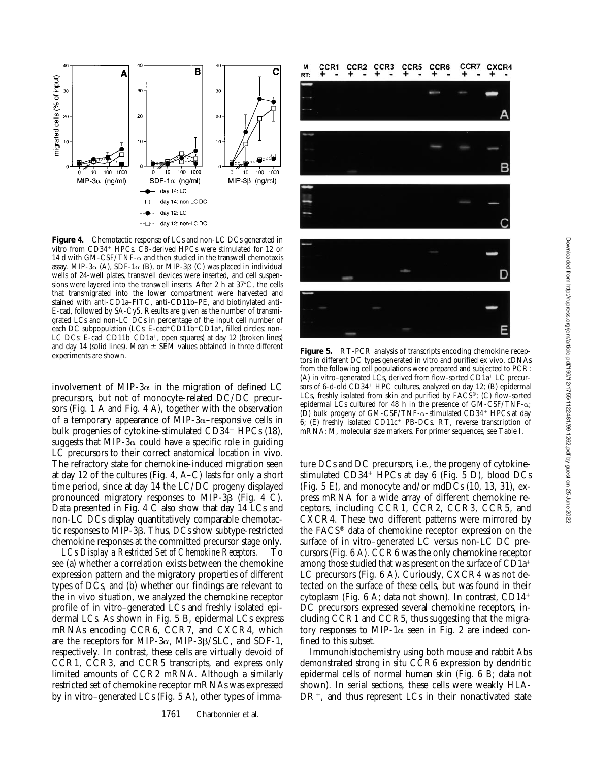**Figure 4.** Chemotactic response of LCs and non-LC DCs generated in vitro from CD34$^+$ HPCs. CB-derived HPCs were stimulated for 12 or 14 d with GM-CSF/TNF-α and then studied in the transwell chemotaxis assay. MIP-3α (A), SDF-1α (B), or MIP-3β (C) was placed in individual wells of 24-well plates, transwell devices were inserted, and cell suspensions were layered into the transwell inserts. After 2 h at 37°C, the cells that transmigrated into the lower compartment were harvested and stained with anti-CD1a–FITC, anti-CD11b–PE, and biotinylated anti-E-cad, followed by SA-Cy5. Results are given as the number of transmigrated LCs and non-LC DCs in percentage of the input cell number of each DC subpopulation (LCs: E-cad$^+$CD11b$^-$CD1a$^+$, filled circles; non-LC DCs: E-cad$^-$CD11b$^+$CD1a$^+$, open squares) at day 12 (broken lines) and day 14 (solid lines). Mean ± SEM values obtained in three different experiments are shown.

**Figure 5.** RT-PCR analysis of transcripts encoding chemokine receptors in different DC types generated in vitro and purified ex vivo. cDNAs from the following cell populations were prepared and subjected to PCR: (A) in vitro–generated LCs, derived from flow-sorted CD1a$^+$ LC precursors of 6-d-old CD34$^+$ HPC cultures, analyzed on day 12; (B) epidermal LCs, freshly isolated from skin and purified by FACS®; (C) flow-sorted epidermal LCs cultured for 48 h in the presence of GM-CSF/TNF-α; (D) bulk progeny of GM-CSF/TNF-α–stimulated CD34$^+$ HPCs at day 6; (E) freshly isolated CD11c$^+$ PB-DCs. RT, reverse transcription of mRNA; M, molecular size markers. For primer sequences, see Table I.

involvement of MIP-3α in the migration of defined LC precursors, but not of monocyte-related DC/DC precursors (Fig. 1 A and Fig. 4 A), together with the observation of a temporary appearance of MIP-3α–responsive cells in bulk progenies of cytokine-stimulated CD34$^+$ HPCs (18), suggests that MIP-3α could have a specific role in guiding LC precursors to their correct anatomical location in vivo. The refractory state for chemokine-induced migration seen at day 12 of the cultures (Fig. 4, A–C) lasts for only a short time period, since at day 14 the LC/DC progeny displayed pronounced migratory responses to MIP-3β (Fig. 4 C). Data presented in Fig. 4 C also show that day 14 LCs and non-LC DCs display quantitatively comparable chemotactic responses to MIP-3β. Thus, DCs show subtype-restricted chemokine responses at the committed precursor stage only.

*LCs Display a Restricted Set of Chemokine Receptors.* To see (a) whether a correlation exists between the chemokine expression pattern and the migratory properties of different types of DCs, and (b) whether our findings are relevant to the in vivo situation, we analyzed the chemokine receptor profile of in vitro–generated LCs and freshly isolated epidermal LCs. As shown in Fig. 5 B, epidermal LCs express mRNAs encoding CCR6, CCR7, and CXCR4, which are the receptors for MIP-3α, MIP-3β/SLC, and SDF-1, respectively. In contrast, these cells are virtually devoid of CCR1, CCR3, and CCR5 transcripts, and express only limited amounts of CCR2 mRNA. Although a similarly restricted set of chemokine receptor mRNAs was expressed by in vitro–generated LCs (Fig. 5 A), other types of immature DCs and DC precursors, i.e., the progeny of cytokine-stimulated CD34$^+$ HPCs at day 6 (Fig. 5 D), blood DCs (Fig. 5 E), and monocyte and/or mdDCs (10, 13, 31), express mRNA for a wide array of different chemokine receptors, including CCR1, CCR2, CCR3, CCR5, and CXCR4. These two different patterns were mirrored by the FACS® data of chemokine receptor expression on the surface of in vitro–generated LC versus non-LC DC precursors (Fig. 6 A). CCR6 was the only chemokine receptor among those studied that was present on the surface of CD1a$^+$ LC precursors (Fig. 6 A). Curiously, CXCR4 was not detected on the surface of these cells, but was found in their cytoplasm (Fig. 6 A; data not shown). In contrast, CD14$^+$ DC precursors expressed several chemokine receptors, including CCR1 and CCR5, thus suggesting that the migratory responses to MIP-1α seen in Fig. 2 are indeed confined to this subset.

Immunohistochemistry using both mouse and rabbit Abs demonstrated strong in situ CCR6 expression by dendritic epidermal cells of normal human skin (Fig. 6 B; data not shown). In serial sections, these cells were weakly HLA-DR$^+$, and thus represent LCs in their nonactivated state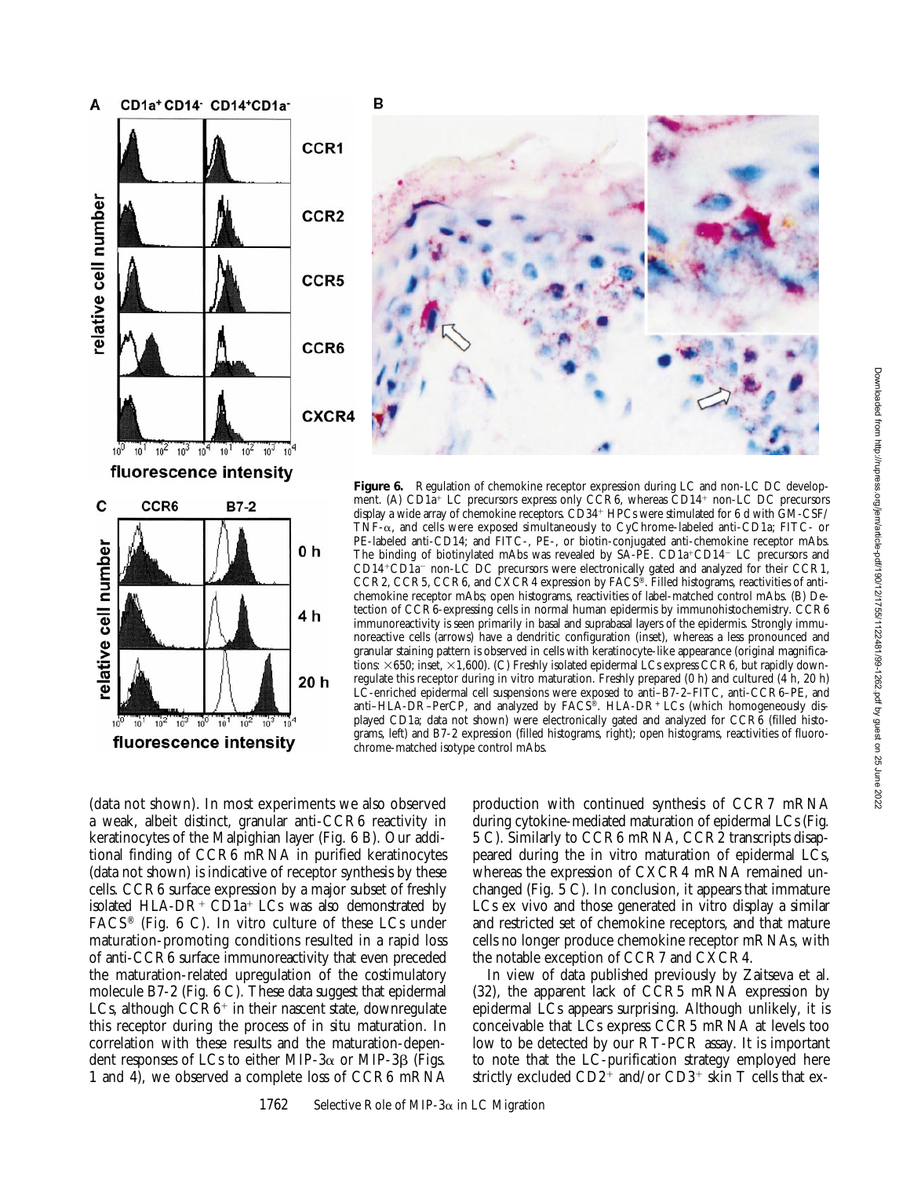**Figure 6.** Regulation of chemokine receptor expression during LC and non-LC DC development. (A) $CD1a^+$ LC precursors express only CCR6, whereas $CD14^+$ non-LC DC precursors display a wide array of chemokine receptors. $CD34^+$ HPCs were stimulated for 6 d with GM-CSF/TNF-α, and cells were exposed simultaneously to CyChrome-labeled anti-CD1a; FITC- or PE-labeled anti-CD14; and FITC-, PE-, or biotin-conjugated anti-chemokine receptor mAbs. The binding of biotinylated mAbs was revealed by SA-PE. $CD1a^+CD14^-$ LC precursors and $CD14^+CD1a^-$ non-LC DC precursors were electronically gated and analyzed for their CCR1, CCR2, CCR5, CCR6, and CXCR4 expression by FACS®. Filled histograms, reactivities of anti-chemokine receptor mAbs; open histograms, reactivities of label-matched control mAbs. (B) Detection of CCR6-expressing cells in normal human epidermis by immunohistochemistry. CCR6 immunoreactivity is seen primarily in basal and suprabasal layers of the epidermis. Strongly immunoreactive cells (arrows) have a dendritic configuration (inset), whereas a less pronounced and granular staining pattern is observed in cells with keratinocyte-like appearance (original magnifications: ×650; inset, ×1,600). (C) Freshly isolated epidermal LCs express CCR6, but rapidly downregulate this receptor during in vitro maturation. Freshly prepared (0 h) and cultured (4 h, 20 h) LC-enriched epidermal cell suspensions were exposed to anti–B7-2–FITC, anti-CCR6–PE, and anti–HLA-DR–PerCP, and analyzed by FACS®. HLA-$DR^+$ LCs (which homogeneously displayed CD1a; data not shown) were electronically gated and analyzed for CCR6 (filled histograms, left) and B7-2 expression (filled histograms, right); open histograms, reactivities of fluorochrome-matched isotype control mAbs.

(data not shown). In most experiments we also observed a weak, albeit distinct, granular anti-CCR6 reactivity in keratinocytes of the Malpighian layer (Fig. 6 B). Our additional finding of CCR6 mRNA in purified keratinocytes (data not shown) is indicative of receptor synthesis by these cells. CCR6 surface expression by a major subset of freshly isolated HLA-$DR^+$ $CD1a^+$ LCs was also demonstrated by FACS® (Fig. 6 C). In vitro culture of these LCs under maturation-promoting conditions resulted in a rapid loss of anti-CCR6 surface immunoreactivity that even preceded the maturation-related upregulation of the costimulatory molecule B7-2 (Fig. 6 C). These data suggest that epidermal LCs, although $CCR6^+$ in their nascent state, downregulate this receptor during the process of in situ maturation. In correlation with these results and the maturation-dependent responses of LCs to either MIP-3α or MIP-3β (Figs. 1 and 4), we observed a complete loss of CCR6 mRNA production with continued synthesis of CCR7 mRNA during cytokine-mediated maturation of epidermal LCs (Fig. 5 C). Similarly to CCR6 mRNA, CCR2 transcripts disappeared during the in vitro maturation of epidermal LCs, whereas the expression of CXCR4 mRNA remained unchanged (Fig. 5 C). In conclusion, it appears that immature LCs ex vivo and those generated in vitro display a similar and restricted set of chemokine receptors, and that mature cells no longer produce chemokine receptor mRNAs, with the notable exception of CCR7 and CXCR4.

In view of data published previously by Zaitseva et al. (32), the apparent lack of CCR5 mRNA expression by epidermal LCs appears surprising. Although unlikely, it is conceivable that LCs express CCR5 mRNA at levels too low to be detected by our RT-PCR assay. It is important to note that the LC-purification strategy employed here strictly excluded $CD2^+$ and/or $CD3^+$ skin T cells that ex-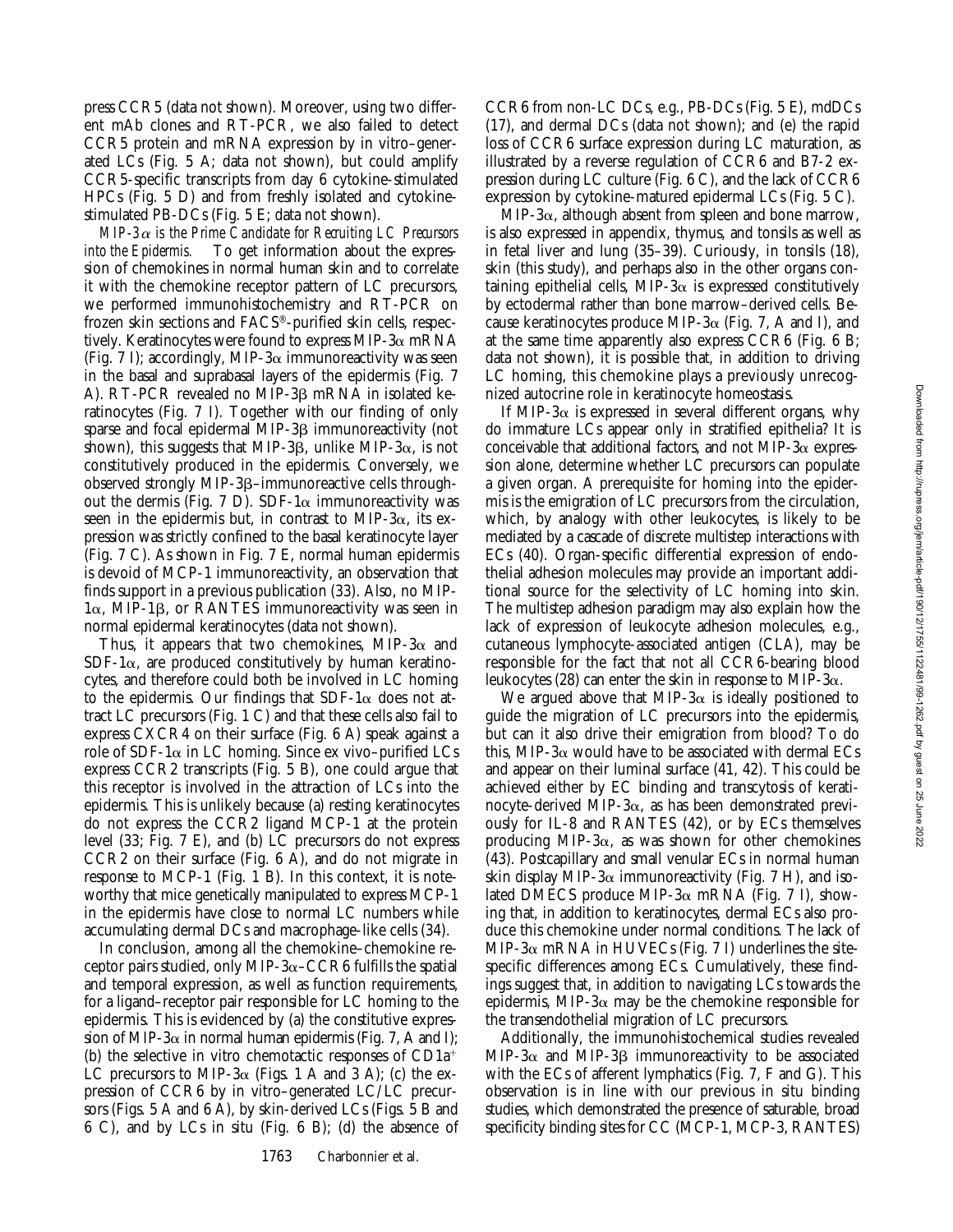press CCR5 (data not shown). Moreover, using two different mAb clones and RT-PCR, we also failed to detect CCR5 protein and mRNA expression by in vitro–generated LCs (Fig. 5 A; data not shown), but could amplify CCR5-specific transcripts from day 6 cytokine-stimulated HPCs (Fig. 5 D) and from freshly isolated and cytokine-stimulated PB-DCs (Fig. 5 E; data not shown).

*MIP-3α is the Prime Candidate for Recruiting LC Precursors into the Epidermis.* To get information about the expression of chemokines in normal human skin and to correlate it with the chemokine receptor pattern of LC precursors, we performed immunohistochemistry and RT-PCR on frozen skin sections and FACS®-purified skin cells, respectively. Keratinocytes were found to express MIP-3α mRNA (Fig. 7 I); accordingly, MIP-3α immunoreactivity was seen in the basal and suprabasal layers of the epidermis (Fig. 7 A). RT-PCR revealed no MIP-3β mRNA in isolated keratinocytes (Fig. 7 I). Together with our finding of only sparse and focal epidermal MIP-3β immunoreactivity (not shown), this suggests that MIP-3β, unlike MIP-3α, is not constitutively produced in the epidermis. Conversely, we observed strongly MIP-3β–immunoreactive cells throughout the dermis (Fig. 7 D). SDF-1α immunoreactivity was seen in the epidermis but, in contrast to MIP-3α, its expression was strictly confined to the basal keratinocyte layer (Fig. 7 C). As shown in Fig. 7 E, normal human epidermis is devoid of MCP-1 immunoreactivity, an observation that finds support in a previous publication (33). Also, no MIP-1α, MIP-1β, or RANTES immunoreactivity was seen in normal epidermal keratinocytes (data not shown).

Thus, it appears that two chemokines, MIP-3α and SDF-1α, are produced constitutively by human keratinocytes, and therefore could both be involved in LC homing to the epidermis. Our findings that SDF-1α does not attract LC precursors (Fig. 1 C) and that these cells also fail to express CXCR4 on their surface (Fig. 6 A) speak against a role of SDF-1α in LC homing. Since ex vivo–purified LCs express CCR2 transcripts (Fig. 5 B), one could argue that this receptor is involved in the attraction of LCs into the epidermis. This is unlikely because (a) resting keratinocytes do not express the CCR2 ligand MCP-1 at the protein level (33; Fig. 7 E), and (b) LC precursors do not express CCR2 on their surface (Fig. 6 A), and do not migrate in response to MCP-1 (Fig. 1 B). In this context, it is noteworthy that mice genetically manipulated to express MCP-1 in the epidermis have close to normal LC numbers while accumulating dermal DCs and macrophage-like cells (34).

In conclusion, among all the chemokine–chemokine receptor pairs studied, only MIP-3α–CCR6 fulfills the spatial and temporal expression, as well as function requirements, for a ligand–receptor pair responsible for LC homing to the epidermis. This is evidenced by (a) the constitutive expression of MIP-3α in normal human epidermis (Fig. 7, A and I); (b) the selective in vitro chemotactic responses of CD1a$^+$ LC precursors to MIP-3α (Figs. 1 A and 3 A); (c) the expression of CCR6 by in vitro–generated LC/LC precursors (Figs. 5 A and 6 A), by skin-derived LCs (Figs. 5 B and 6 C), and by LCs in situ (Fig. 6 B); (d) the absence of CCR6 from non-LC DCs, e.g., PB-DCs (Fig. 5 E), mdDCs (17), and dermal DCs (data not shown); and (e) the rapid loss of CCR6 surface expression during LC maturation, as illustrated by a reverse regulation of CCR6 and B7-2 expression during LC culture (Fig. 6 C), and the lack of CCR6 expression by cytokine-matured epidermal LCs (Fig. 5 C).

MIP-3α, although absent from spleen and bone marrow, is also expressed in appendix, thymus, and tonsils as well as in fetal liver and lung (35–39). Curiously, in tonsils (18), skin (this study), and perhaps also in the other organs containing epithelial cells, MIP-3α is expressed constitutively by ectodermal rather than bone marrow–derived cells. Because keratinocytes produce MIP-3α (Fig. 7, A and I), and at the same time apparently also express CCR6 (Fig. 6 B; data not shown), it is possible that, in addition to driving LC homing, this chemokine plays a previously unrecognized autocrine role in keratinocyte homeostasis.

If MIP-3α is expressed in several different organs, why do immature LCs appear only in stratified epithelia? It is conceivable that additional factors, and not MIP-3α expression alone, determine whether LC precursors can populate a given organ. A prerequisite for homing into the epidermis is the emigration of LC precursors from the circulation, which, by analogy with other leukocytes, is likely to be mediated by a cascade of discrete multistep interactions with ECs (40). Organ-specific differential expression of endothelial adhesion molecules may provide an important additional source for the selectivity of LC homing into skin. The multistep adhesion paradigm may also explain how the lack of expression of leukocyte adhesion molecules, e.g., cutaneous lymphocyte-associated antigen (CLA), may be responsible for the fact that not all CCR6-bearing blood leukocytes (28) can enter the skin in response to MIP-3α.

We argued above that MIP-3α is ideally positioned to guide the migration of LC precursors into the epidermis, but can it also drive their emigration from blood? To do this, MIP-3α would have to be associated with dermal ECs and appear on their luminal surface (41, 42). This could be achieved either by EC binding and transcytosis of keratinocyte-derived MIP-3α, as has been demonstrated previously for IL-8 and RANTES (42), or by ECs themselves producing MIP-3α, as was shown for other chemokines (43). Postcapillary and small venular ECs in normal human skin display MIP-3α immunoreactivity (Fig. 7 H), and isolated DMECS produce MIP-3α mRNA (Fig. 7 I), showing that, in addition to keratinocytes, dermal ECs also produce this chemokine under normal conditions. The lack of MIP-3α mRNA in HUVECs (Fig. 7 I) underlines the site-specific differences among ECs. Cumulatively, these findings suggest that, in addition to navigating LCs towards the epidermis, MIP-3α may be the chemokine responsible for the transendothelial migration of LC precursors.

Additionally, the immunohistochemical studies revealed MIP-3α and MIP-3β immunoreactivity to be associated with the ECs of afferent lymphatics (Fig. 7, F and G). This observation is in line with our previous in situ binding studies, which demonstrated the presence of saturable, broad specificity binding sites for CC (MCP-1, MCP-3, RANTES)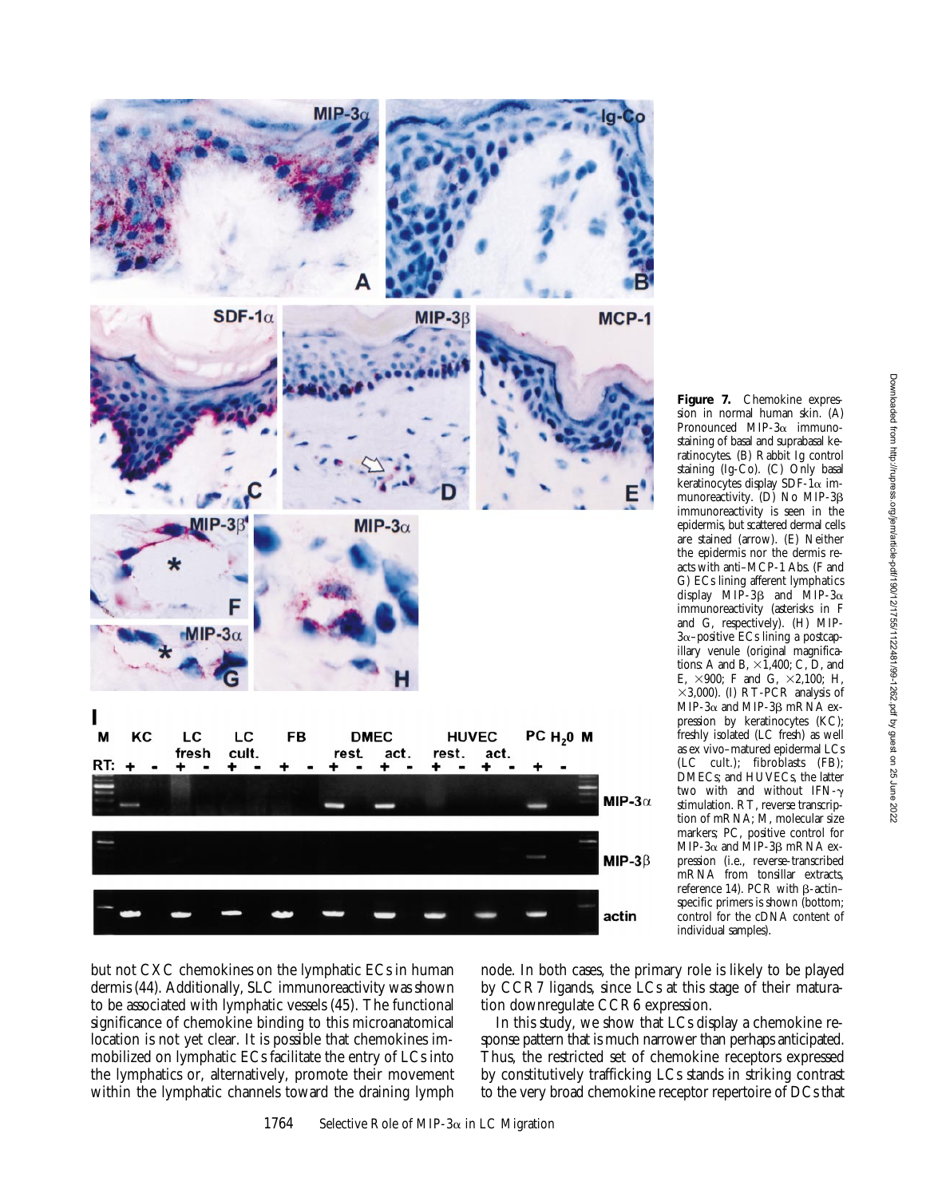**Figure 7.** Chemokine expression in normal human skin. (A) Pronounced MIP-3α immunostaining of basal and suprabasal keratinocytes. (B) Rabbit Ig control staining (Ig-Co). (C) Only basal keratinocytes display SDF-1α immunoreactivity. (D) No MIP-3β immunoreactivity is seen in the epidermis, but scattered dermal cells are stained (arrow). (E) Neither the epidermis nor the dermis reacts with anti–MCP-1 Abs. (F and G) ECs lining afferent lymphatics display MIP-3β and MIP-3α immunoreactivity (asterisks in F and G, respectively). (H) MIP-3α–positive ECs lining a postcapillary venule (original magnifications: A and B, ×1,400; C, D, and E, ×900; F and G, ×2,100; H, ×3,000). (I) RT-PCR analysis of MIP-3α and MIP-3β mRNA expression by keratinocytes (KC); freshly isolated (LC fresh) as well as ex vivo–matured epidermal LCs (LC cult.); fibroblasts (FB); DMECs; and HUVECs, the latter two with and without IFN-γ stimulation. RT, reverse transcription of mRNA; M, molecular size markers; PC, positive control for MIP-3α and MIP-3β mRNA expression (i.e., reverse-transcribed mRNA from tonsillar extracts, reference 14). PCR with β-actin–specific primers is shown (bottom; control for the cDNA content of individual samples).

but not CXC chemokines on the lymphatic ECs in human dermis (44). Additionally, SLC immunoreactivity was shown to be associated with lymphatic vessels (45). The functional significance of chemokine binding to this microanatomical location is not yet clear. It is possible that chemokines immobilized on lymphatic ECs facilitate the entry of LCs into the lymphatics or, alternatively, promote their movement within the lymphatic channels toward the draining lymph node. In both cases, the primary role is likely to be played by CCR7 ligands, since LCs at this stage of their maturation downregulate CCR6 expression.

In this study, we show that LCs display a chemokine response pattern that is much narrower than perhaps anticipated. Thus, the restricted set of chemokine receptors expressed by constitutively trafficking LCs stands in striking contrast to the very broad chemokine receptor repertoire of DCs that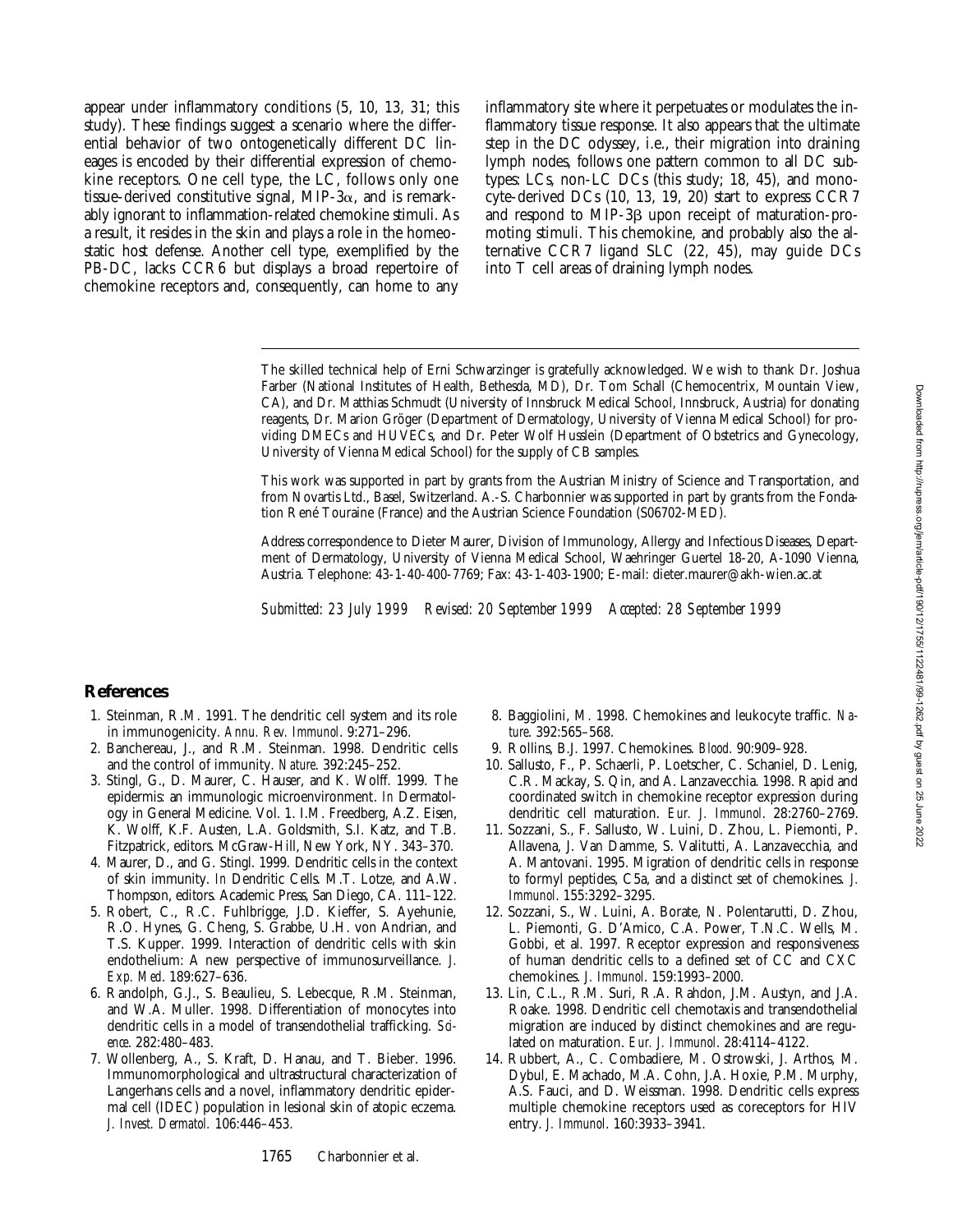appear under inflammatory conditions (5, 10, 13, 31; this study). These findings suggest a scenario where the differential behavior of two ontogenetically different DC lineages is encoded by their differential expression of chemokine receptors. One cell type, the LC, follows only one tissue-derived constitutive signal, MIP-3α, and is remarkably ignorant to inflammation-related chemokine stimuli. As a result, it resides in the skin and plays a role in the homeostatic host defense. Another cell type, exemplified by the PB-DC, lacks CCR6 but displays a broad repertoire of chemokine receptors and, consequently, can home to any inflammatory site where it perpetuates or modulates the inflammatory tissue response. It also appears that the ultimate step in the DC odyssey, i.e., their migration into draining lymph nodes, follows one pattern common to all DC subtypes: LCs, non-LC DCs (this study; 18, 45), and monocyte-derived DCs (10, 13, 19, 20) start to express CCR7 and respond to MIP-3β upon receipt of maturation-promoting stimuli. This chemokine, and probably also the alternative CCR7 ligand SLC (22, 45), may guide DCs into T cell areas of draining lymph nodes.

The skilled technical help of Erni Schwarzinger is gratefully acknowledged. We wish to thank Dr. Joshua Farber (National Institutes of Health, Bethesda, MD), Dr. Tom Schall (Chemocentrix, Mountain View, CA), and Dr. Matthias Schmudt (University of Innsbruck Medical School, Innsbruck, Austria) for donating reagents, Dr. Marion Gröger (Department of Dermatology, University of Vienna Medical School) for providing DMECs and HUVECs, and Dr. Peter Wolf Husslein (Department of Obstetrics and Gynecology, University of Vienna Medical School) for the supply of CB samples.

This work was supported in part by grants from the Austrian Ministry of Science and Transportation, and from Novartis Ltd., Basel, Switzerland. A.-S. Charbonnier was supported in part by grants from the Fondation René Touraine (France) and the Austrian Science Foundation (S06702-MED).

Address correspondence to Dieter Maurer, Division of Immunology, Allergy and Infectious Diseases, Department of Dermatology, University of Vienna Medical School, Waehringer Guertel 18-20, A-1090 Vienna, Austria. Telephone: 43-1-40-400-7769; Fax: 43-1-403-1900; E-mail: dieter.maurer@akh-wien.ac.at

*Submitted: 23 July 1999 Revised: 20 September 1999 Accepted: 28 September 1999*

## References

1. Steinman, R.M. 1991. The dendritic cell system and its role in immunogenicity. *Annu. Rev. Immunol.* 9:271–296.
2. Banchereau, J., and R.M. Steinman. 1998. Dendritic cells and the control of immunity. *Nature.* 392:245–252.
3. Stingl, G., D. Maurer, C. Hauser, and K. Wolff. 1999. The epidermis: an immunologic microenvironment. *In* Dermatology in General Medicine. Vol. 1. I.M. Freedberg, A.Z. Eisen, K. Wolff, K.F. Austen, L.A. Goldsmith, S.I. Katz, and T.B. Fitzpatrick, editors. McGraw-Hill, New York, NY. 343–370.
4. Maurer, D., and G. Stingl. 1999. Dendritic cells in the context of skin immunity. *In* Dendritic Cells. M.T. Lotze, and A.W. Thompson, editors. Academic Press, San Diego, CA. 111–122.
5. Robert, C., R.C. Fuhlbrigge, J.D. Kieffer, S. Ayehunie, R.O. Hynes, G. Cheng, S. Grabbe, U.H. von Andrian, and T.S. Kupper. 1999. Interaction of dendritic cells with skin endothelium: A new perspective of immunosurveillance. *J. Exp. Med.* 189:627–636.
6. Randolph, G.J., S. Beaulieu, S. Lebecque, R.M. Steinman, and W.A. Muller. 1998. Differentiation of monocytes into dendritic cells in a model of transendothelial trafficking. *Science.* 282:480–483.
7. Wollenberg, A., S. Kraft, D. Hanau, and T. Bieber. 1996. Immunomorphological and ultrastructural characterization of Langerhans cells and a novel, inflammatory dendritic epidermal cell (IDEC) population in lesional skin of atopic eczema. *J. Invest. Dermatol.* 106:446–453.
8. Baggiolini, M. 1998. Chemokines and leukocyte traffic. *Nature.* 392:565–568.
9. Rollins, B.J. 1997. Chemokines. *Blood.* 90:909–928.
10. Sallusto, F., P. Schaerli, P. Loetscher, C. Schaniel, D. Lenig, C.R. Mackay, S. Qin, and A. Lanzavecchia. 1998. Rapid and coordinated switch in chemokine receptor expression during dendritic cell maturation. *Eur. J. Immunol.* 28:2760–2769.
11. Sozzani, S., F. Sallusto, W. Luini, D. Zhou, L. Piemonti, P. Allavena, J. Van Damme, S. Valitutti, A. Lanzavecchia, and A. Mantovani. 1995. Migration of dendritic cells in response to formyl peptides, C5a, and a distinct set of chemokines. *J. Immunol.* 155:3292–3295.
12. Sozzani, S., W. Luini, A. Borate, N. Polentarutti, D. Zhou, L. Piemonti, G. D'Amico, C.A. Power, T.N.C. Wells, M. Gobbi, et al. 1997. Receptor expression and responsiveness of human dendritic cells to a defined set of CC and CXC chemokines. *J. Immunol.* 159:1993–2000.
13. Lin, C.L., R.M. Suri, R.A. Rahdon, J.M. Austyn, and J.A. Roake. 1998. Dendritic cell chemotaxis and transendothelial migration are induced by distinct chemokines and are regulated on maturation. *Eur. J. Immunol.* 28:4114–4122.
14. Rubbert, A., C. Combadiere, M. Ostrowski, J. Arthos, M. Dybul, E. Machado, M.A. Cohn, J.A. Hoxie, P.M. Murphy, A.S. Fauci, and D. Weissman. 1998. Dendritic cells express multiple chemokine receptors used as coreceptors for HIV entry. *J. Immunol.* 160:3933–3941.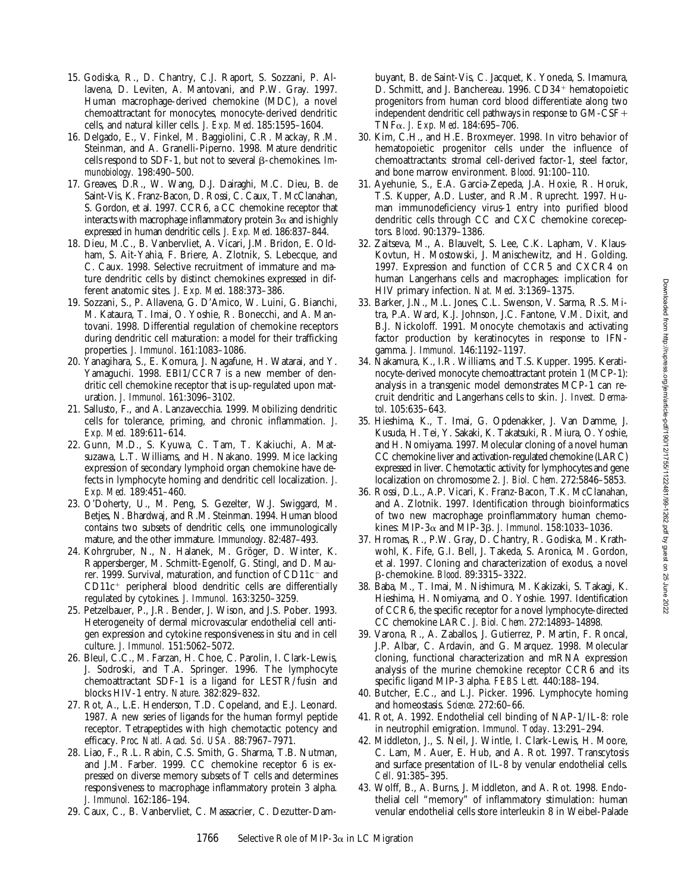15. Godiska, R., D. Chantry, C.J. Raport, S. Sozzani, P. Allavena, D. Leviten, A. Mantovani, and P.W. Gray. 1997. Human macrophage-derived chemokine (MDC), a novel chemoattractant for monocytes, monocyte-derived dendritic cells, and natural killer cells. *J. Exp. Med.* 185:1595–1604.
16. Delgado, E., V. Finkel, M. Baggiolini, C.R. Mackay, R.M. Steinman, and A. Granelli-Piperno. 1998. Mature dendritic cells respond to SDF-1, but not to several β-chemokines. *Immunobiology.* 198:490–500.
17. Greaves, D.R., W. Wang, D.J. Dairaghi, M.C. Dieu, B. de Saint-Vis, K. Franz-Bacon, D. Rossi, C. Caux, T. McClanahan, S. Gordon, et al. 1997. CCR6, a CC chemokine receptor that interacts with macrophage inflammatory protein 3α and is highly expressed in human dendritic cells. *J. Exp. Med.* 186:837–844.
18. Dieu, M.C., B. Vanbervliet, A. Vicari, J.M. Bridon, E. Oldham, S. Ait-Yahia, F. Briere, A. Zlotnik, S. Lebecque, and C. Caux. 1998. Selective recruitment of immature and mature dendritic cells by distinct chemokines expressed in different anatomic sites. *J. Exp. Med.* 188:373–386.
19. Sozzani, S., P. Allavena, G. D'Amico, W. Luini, G. Bianchi, M. Kataura, T. Imai, O. Yoshie, R. Bonecchi, and A. Mantovani. 1998. Differential regulation of chemokine receptors during dendritic cell maturation: a model for their trafficking properties. *J. Immunol.* 161:1083–1086.
20. Yanagihara, S., E. Komura, J. Nagafune, H. Watarai, and Y. Yamaguchi. 1998. EBI1/CCR7 is a new member of dendritic cell chemokine receptor that is up-regulated upon maturation. *J. Immunol.* 161:3096–3102.
21. Sallusto, F., and A. Lanzavecchia. 1999. Mobilizing dendritic cells for tolerance, priming, and chronic inflammation. *J. Exp. Med.* 189:611–614.
22. Gunn, M.D., S. Kyuwa, C. Tam, T. Kakiuchi, A. Matsuzawa, L.T. Williams, and H. Nakano. 1999. Mice lacking expression of secondary lymphoid organ chemokine have defects in lymphocyte homing and dendritic cell localization. *J. Exp. Med.* 189:451–460.
23. O'Doherty, U., M. Peng, S. Gezelter, W.J. Swiggard, M. Betjes, N. Bhardwaj, and R.M. Steinman. 1994. Human blood contains two subsets of dendritic cells, one immunologically mature, and the other immature. *Immunology.* 82:487–493.
24. Kohrgruber, N., N. Halanek, M. Gröger, D. Winter, K. Rappersberger, M. Schmitt-Egenolf, G. Stingl, and D. Maurer. 1999. Survival, maturation, and function of CD11c$^-$ and CD11c$^+$ peripheral blood dendritic cells are differentially regulated by cytokines. *J. Immunol.* 163:3250–3259.
25. Petzelbauer, P., J.R. Bender, J. Wison, and J.S. Pober. 1993. Heterogeneity of dermal microvascular endothelial cell antigen expression and cytokine responsiveness in situ and in cell culture. *J. Immunol.* 151:5062–5072.
26. Bleul, C.C., M. Farzan, H. Choe, C. Parolin, I. Clark-Lewis, J. Sodroski, and T.A. Springer. 1996. The lymphocyte chemoattractant SDF-1 is a ligand for LESTR/fusin and blocks HIV-1 entry. *Nature.* 382:829–832.
27. Rot, A., L.E. Henderson, T.D. Copeland, and E.J. Leonard. 1987. A new series of ligands for the human formyl peptide receptor. Tetrapeptides with high chemotactic potency and efficacy. *Proc. Natl. Acad. Sci. USA.* 88:7967–7971.
28. Liao, F., R.L. Rabin, C.S. Smith, G. Sharma, T.B. Nutman, and J.M. Farber. 1999. CC chemokine receptor 6 is expressed on diverse memory subsets of T cells and determines responsiveness to macrophage inflammatory protein 3 alpha. *J. Immunol.* 162:186–194.
29. Caux, C., B. Vanbervliet, C. Massacrier, C. Dezutter-Dambuyant, B. de Saint-Vis, C. Jacquet, K. Yoneda, S. Imamura, D. Schmitt, and J. Banchereau. 1996. CD34$^+$ hematopoietic progenitors from human cord blood differentiate along two independent dendritic cell pathways in response to GM-CSF+TNFα. *J. Exp. Med.* 184:695–706.
30. Kim, C.H., and H.E. Broxmeyer. 1998. In vitro behavior of hematopoietic progenitor cells under the influence of chemoattractants: stromal cell-derived factor-1, steel factor, and bone marrow environment. *Blood.* 91:100–110.
31. Ayehunie, S., E.A. Garcia-Zepeda, J.A. Hoxie, R. Horuk, T.S. Kupper, A.D. Luster, and R.M. Ruprecht. 1997. Human immunodeficiency virus-1 entry into purified blood dendritic cells through CC and CXC chemokine coreceptors. *Blood.* 90:1379–1386.
32. Zaitseva, M., A. Blauvelt, S. Lee, C.K. Lapham, V. Klaus-Kovtun, H. Mostowski, J. Manischewitz, and H. Golding. 1997. Expression and function of CCR5 and CXCR4 on human Langerhans cells and macrophages: implication for HIV primary infection. *Nat. Med.* 3:1369–1375.
33. Barker, J.N., M.L. Jones, C.L. Swenson, V. Sarma, R.S. Mitra, P.A. Ward, K.J. Johnson, J.C. Fantone, V.M. Dixit, and B.J. Nickoloff. 1991. Monocyte chemotaxis and activating factor production by keratinocytes in response to IFN-gamma. *J. Immunol.* 146:1192–1197.
34. Nakamura, K., I.R. Williams, and T.S. Kupper. 1995. Keratinocyte-derived monocyte chemoattractant protein 1 (MCP-1): analysis in a transgenic model demonstrates MCP-1 can recruit dendritic and Langerhans cells to skin. *J. Invest. Dermatol.* 105:635–643.
35. Hieshima, K., T. Imai, G. Opdenakker, J. Van Damme, J. Kusuda, H. Tei, Y. Sakaki, K. Takatsuki, R. Miura, O. Yoshie, and H. Nomiyama. 1997. Molecular cloning of a novel human CC chemokine liver and activation-regulated chemokine (LARC) expressed in liver. Chemotactic activity for lymphocytes and gene localization on chromosome 2. *J. Biol. Chem.* 272:5846–5853.
36. Rossi, D.L., A.P. Vicari, K. Franz-Bacon, T.K. McClanahan, and A. Zlotnik. 1997. Identification through bioinformatics of two new macrophage proinflammatory human chemokines: MIP-3α and MIP-3β. *J. Immunol.* 158:1033–1036.
37. Hromas, R., P.W. Gray, D. Chantry, R. Godiska, M. Krathwohl, K. Fife, G.I. Bell, J. Takeda, S. Aronica, M. Gordon, et al. 1997. Cloning and characterization of exodus, a novel β-chemokine. *Blood.* 89:3315–3322.
38. Baba, M., T. Imai, M. Nishimura, M. Kakizaki, S. Takagi, K. Hieshima, H. Nomiyama, and O. Yoshie. 1997. Identification of CCR6, the specific receptor for a novel lymphocyte-directed CC chemokine LARC. *J. Biol. Chem.* 272:14893–14898.
39. Varona, R., A. Zaballos, J. Gutierrez, P. Martin, F. Roncal, J.P. Albar, C. Ardavin, and G. Marquez. 1998. Molecular cloning, functional characterization and mRNA expression analysis of the murine chemokine receptor CCR6 and its specific ligand MIP-3 alpha. *FEBS Lett.* 440:188–194.
40. Butcher, E.C., and L.J. Picker. 1996. Lymphocyte homing and homeostasis. *Science.* 272:60–66.
41. Rot, A., 1992. Endothelial cell binding of NAP-1/IL-8: role in neutrophil emigration. *Immunol. Today.* 13:291–294.
42. Middleton, J., S. Neil, J. Wintle, I. Clark-Lewis, H. Moore, C. Lam, M. Auer, E. Hub, and A. Rot. 1997. Transcytosis and surface presentation of IL-8 by venular endothelial cells. *Cell.* 91:385–395.
43. Wolff, B., A. Burns, J. Middleton, and A. Rot. 1998. Endothelial cell "memory" of inflammatory stimulation: human venular endothelial cells store interleukin 8 in Weibel-Palade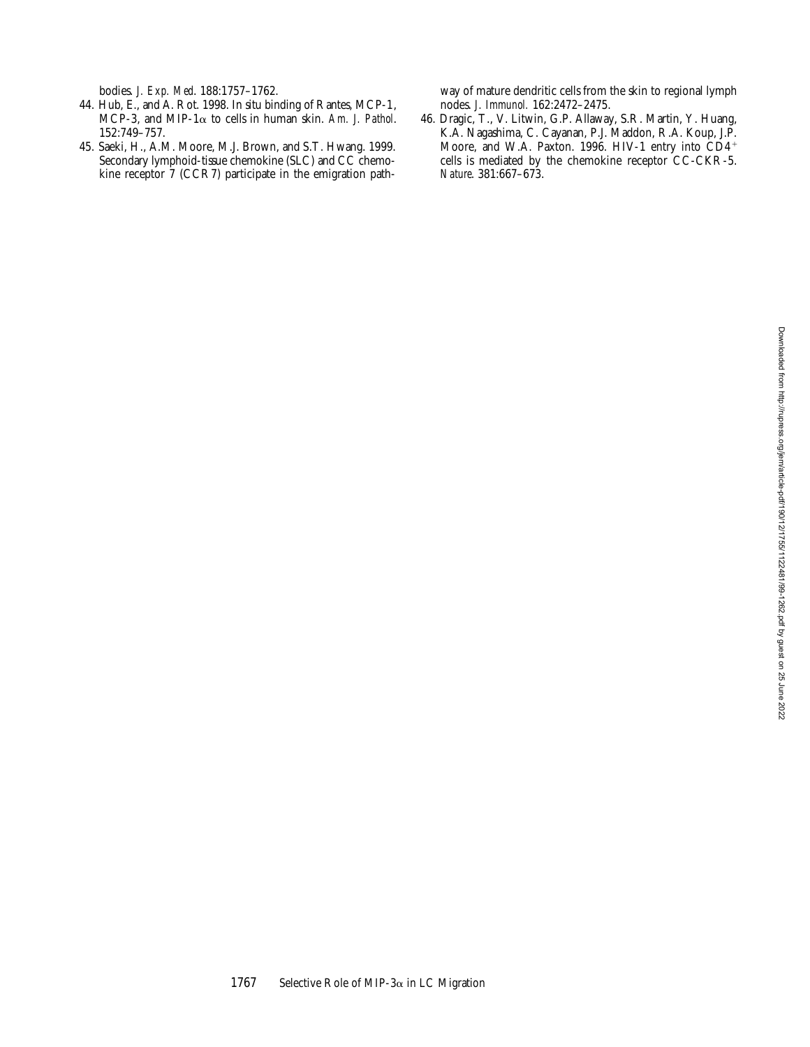bodies. *J. Exp. Med*. 188:1757–1762.

44. Hub, E., and A. Rot. 1998. In situ binding of Rantes, MCP-1, MCP-3, and MIP-1$\alpha$ to cells in human skin. *Am. J. Pathol*. 152:749–757.
45. Saeki, H., A.M. Moore, M.J. Brown, and S.T. Hwang. 1999. Secondary lymphoid-tissue chemokine (SLC) and CC chemokine receptor 7 (CCR7) participate in the emigration pathway of mature dendritic cells from the skin to regional lymph nodes. *J. Immunol.* 162:2472–2475.
46. Dragic, T., V. Litwin, G.P. Allaway, S.R. Martin, Y. Huang, K.A. Nagashima, C. Cayanan, P.J. Maddon, R.A. Koup, J.P. Moore, and W.A. Paxton. 1996. HIV-1 entry into $CD4^+$ cells is mediated by the chemokine receptor CC-CKR-5. *Nature*. 381:667–673.